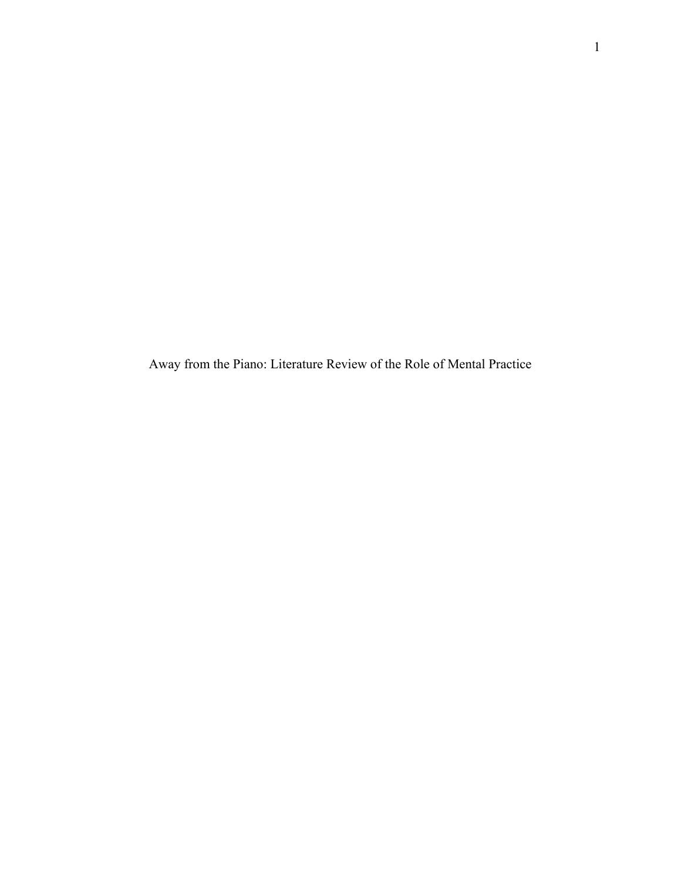# Away from the Piano: Literature Review of the Role of Mental Practice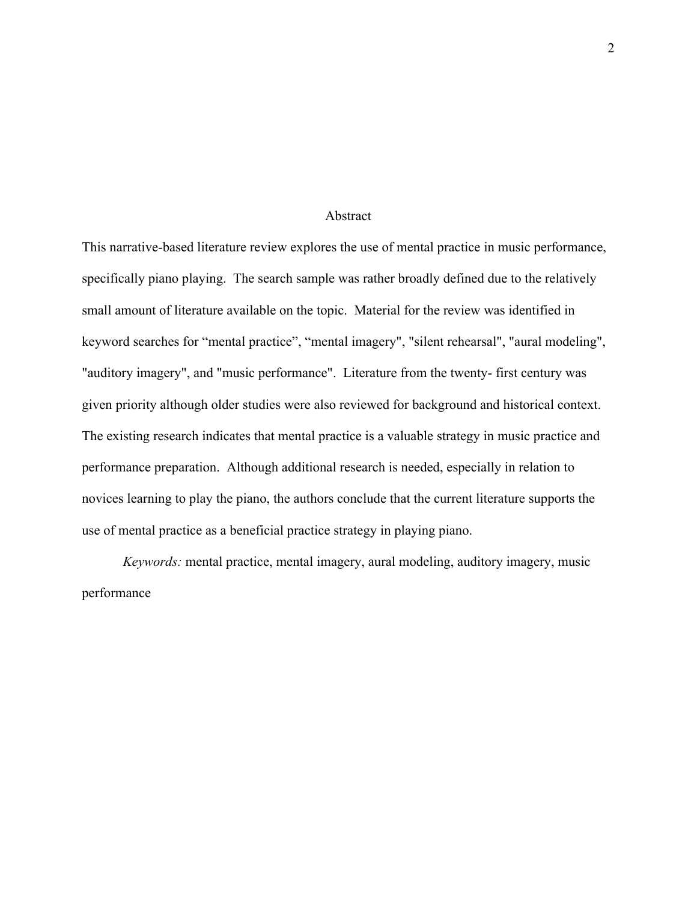# Abstract

This narrative-based literature review explores the use of mental practice in music performance, specifically piano playing. The search sample was rather broadly defined due to the relatively small amount of literature available on the topic. Material for the review was identified in keyword searches for “mental practice”, “mental imagery", "silent rehearsal", "aural modeling", "auditory imagery", and "music performance". Literature from the twenty- first century was given priority although older studies were also reviewed for background and historical context. The existing research indicates that mental practice is a valuable strategy in music practice and performance preparation. Although additional research is needed, especially in relation to novices learning to play the piano, the authors conclude that the current literature supports the use of mental practice as a beneficial practice strategy in playing piano.

*Keywords:* mental practice, mental imagery, aural modeling, auditory imagery, music performance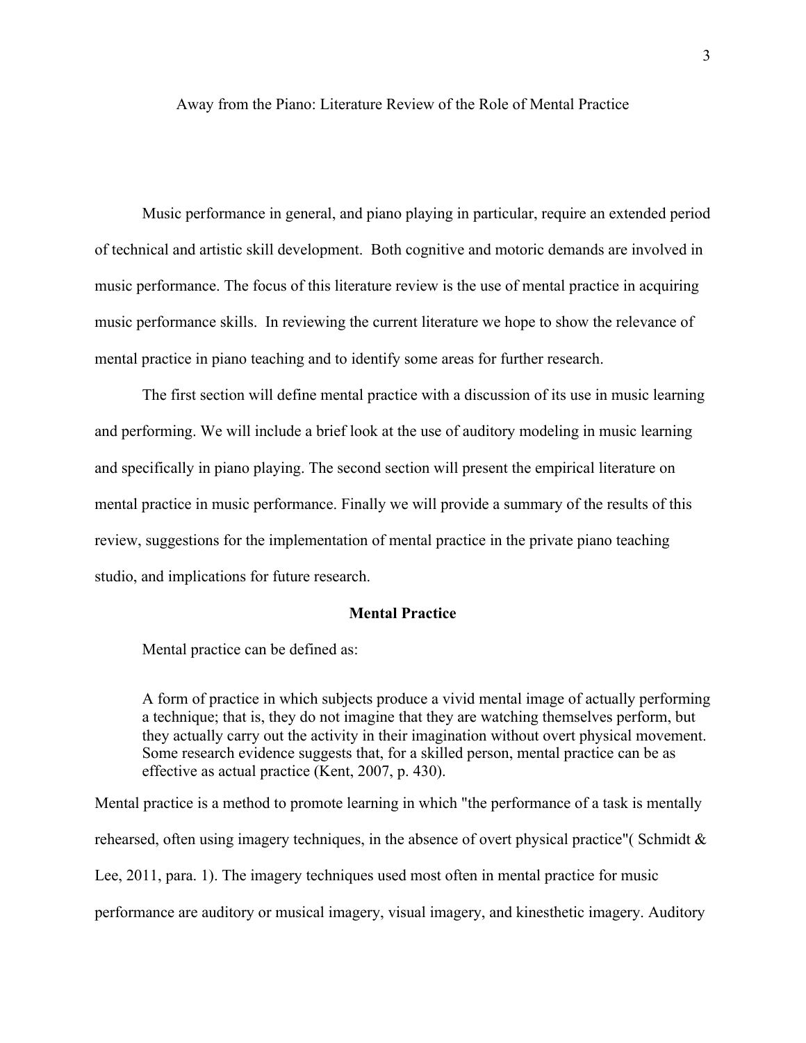# Away from the Piano: Literature Review of the Role of Mental Practice

Music performance in general, and piano playing in particular, require an extended period of technical and artistic skill development. Both cognitive and motoric demands are involved in music performance. The focus of this literature review is the use of mental practice in acquiring music performance skills. In reviewing the current literature we hope to show the relevance of mental practice in piano teaching and to identify some areas for further research.

The first section will define mental practice with a discussion of its use in music learning and performing. We will include a brief look at the use of auditory modeling in music learning and specifically in piano playing. The second section will present the empirical literature on mental practice in music performance. Finally we will provide a summary of the results of this review, suggestions for the implementation of mental practice in the private piano teaching studio, and implications for future research.

## Mental Practice

Mental practice can be defined as:

> A form of practice in which subjects produce a vivid mental image of actually performing a technique; that is, they do not imagine that they are watching themselves perform, but they actually carry out the activity in their imagination without overt physical movement. Some research evidence suggests that, for a skilled person, mental practice can be as effective as actual practice (Kent, 2007, p. 430).

Mental practice is a method to promote learning in which "the performance of a task is mentally rehearsed, often using imagery techniques, in the absence of overt physical practice"( Schmidt & Lee, 2011, para. 1). The imagery techniques used most often in mental practice for music performance are auditory or musical imagery, visual imagery, and kinesthetic imagery. Auditory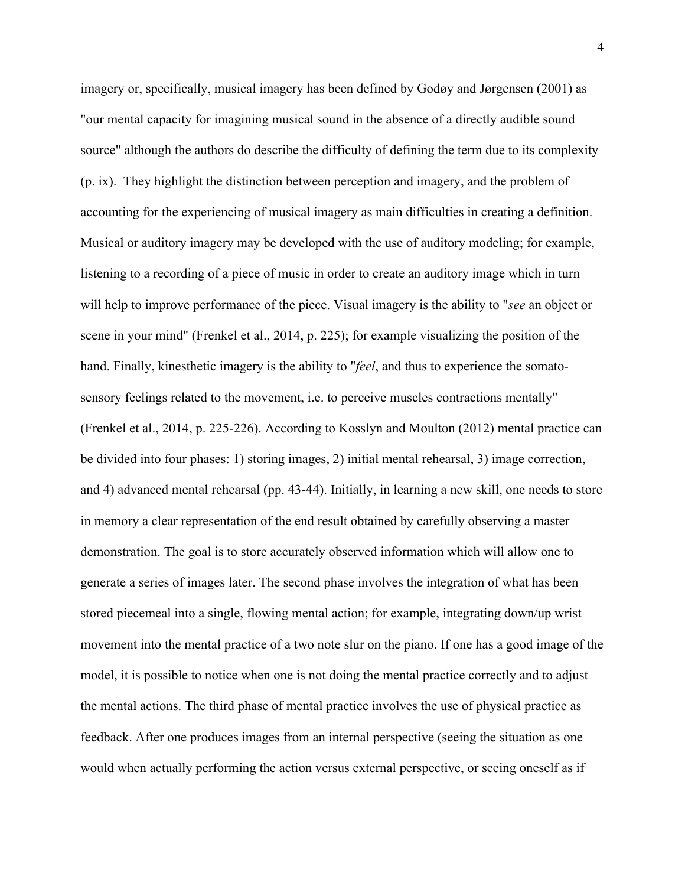imagery or, specifically, musical imagery has been defined by Godøy and Jørgensen (2001) as "our mental capacity for imagining musical sound in the absence of a directly audible sound source" although the authors do describe the difficulty of defining the term due to its complexity (p. ix). They highlight the distinction between perception and imagery, and the problem of accounting for the experiencing of musical imagery as main difficulties in creating a definition. Musical or auditory imagery may be developed with the use of auditory modeling; for example, listening to a recording of a piece of music in order to create an auditory image which in turn will help to improve performance of the piece. Visual imagery is the ability to "*see* an object or scene in your mind" (Frenkel et al., 2014, p. 225); for example visualizing the position of the hand. Finally, kinesthetic imagery is the ability to "*feel*, and thus to experience the somato-sensory feelings related to the movement, i.e. to perceive muscles contractions mentally" (Frenkel et al., 2014, p. 225-226). According to Kosslyn and Moulton (2012) mental practice can be divided into four phases: 1) storing images, 2) initial mental rehearsal, 3) image correction, and 4) advanced mental rehearsal (pp. 43-44). Initially, in learning a new skill, one needs to store in memory a clear representation of the end result obtained by carefully observing a master demonstration. The goal is to store accurately observed information which will allow one to generate a series of images later. The second phase involves the integration of what has been stored piecemeal into a single, flowing mental action; for example, integrating down/up wrist movement into the mental practice of a two note slur on the piano. If one has a good image of the model, it is possible to notice when one is not doing the mental practice correctly and to adjust the mental actions. The third phase of mental practice involves the use of physical practice as feedback. After one produces images from an internal perspective (seeing the situation as one would when actually performing the action versus external perspective, or seeing oneself as if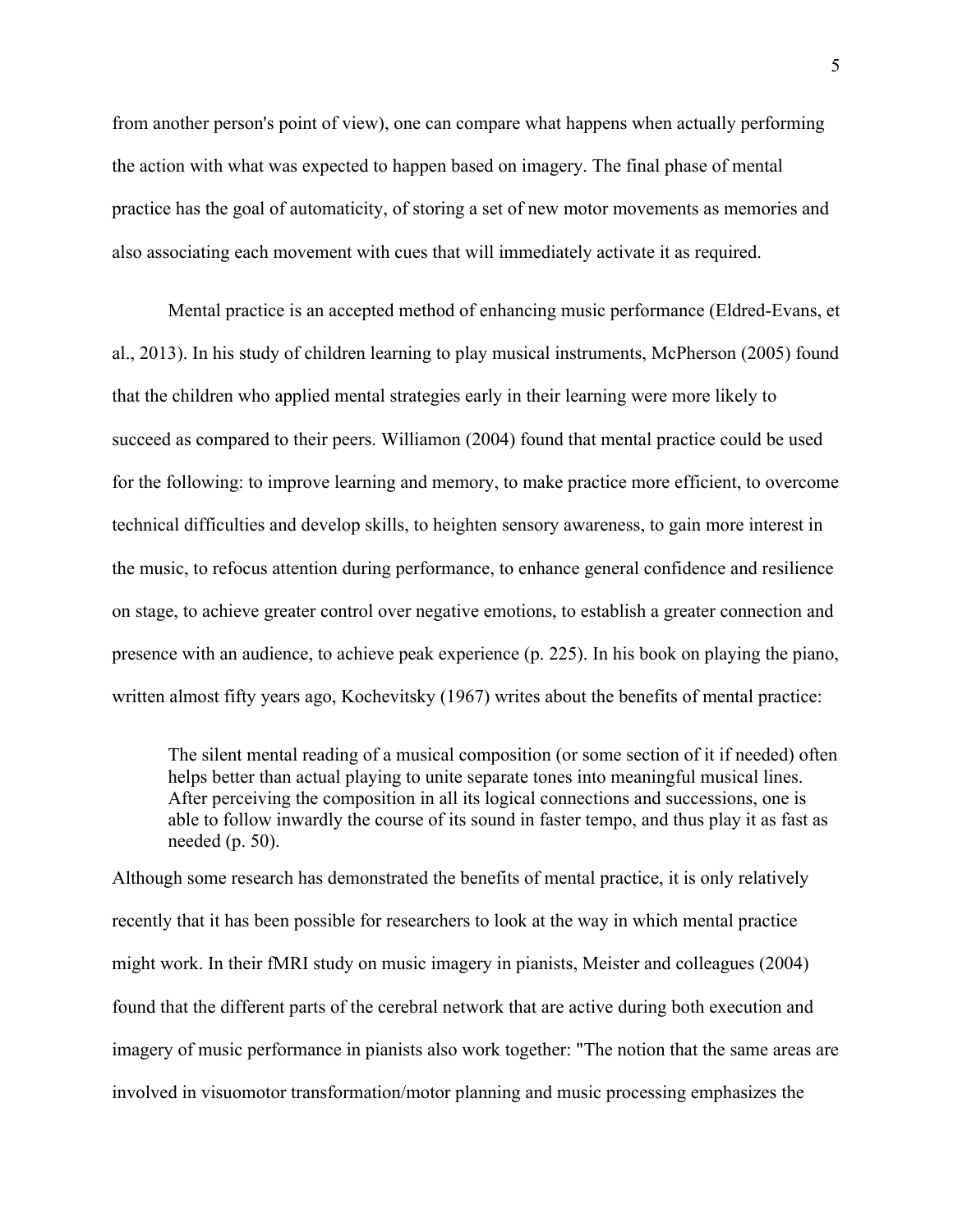from another person's point of view), one can compare what happens when actually performing the action with what was expected to happen based on imagery. The final phase of mental practice has the goal of automaticity, of storing a set of new motor movements as memories and also associating each movement with cues that will immediately activate it as required.

Mental practice is an accepted method of enhancing music performance (Eldred-Evans, et al., 2013). In his study of children learning to play musical instruments, McPherson (2005) found that the children who applied mental strategies early in their learning were more likely to succeed as compared to their peers. Williamon (2004) found that mental practice could be used for the following: to improve learning and memory, to make practice more efficient, to overcome technical difficulties and develop skills, to heighten sensory awareness, to gain more interest in the music, to refocus attention during performance, to enhance general confidence and resilience on stage, to achieve greater control over negative emotions, to establish a greater connection and presence with an audience, to achieve peak experience (p. 225). In his book on playing the piano, written almost fifty years ago, Kochevitsky (1967) writes about the benefits of mental practice:

> The silent mental reading of a musical composition (or some section of it if needed) often helps better than actual playing to unite separate tones into meaningful musical lines. After perceiving the composition in all its logical connections and successions, one is able to follow inwardly the course of its sound in faster tempo, and thus play it as fast as needed (p. 50).

Although some research has demonstrated the benefits of mental practice, it is only relatively recently that it has been possible for researchers to look at the way in which mental practice might work. In their fMRI study on music imagery in pianists, Meister and colleagues (2004) found that the different parts of the cerebral network that are active during both execution and imagery of music performance in pianists also work together: "The notion that the same areas are involved in visuomotor transformation/motor planning and music processing emphasizes the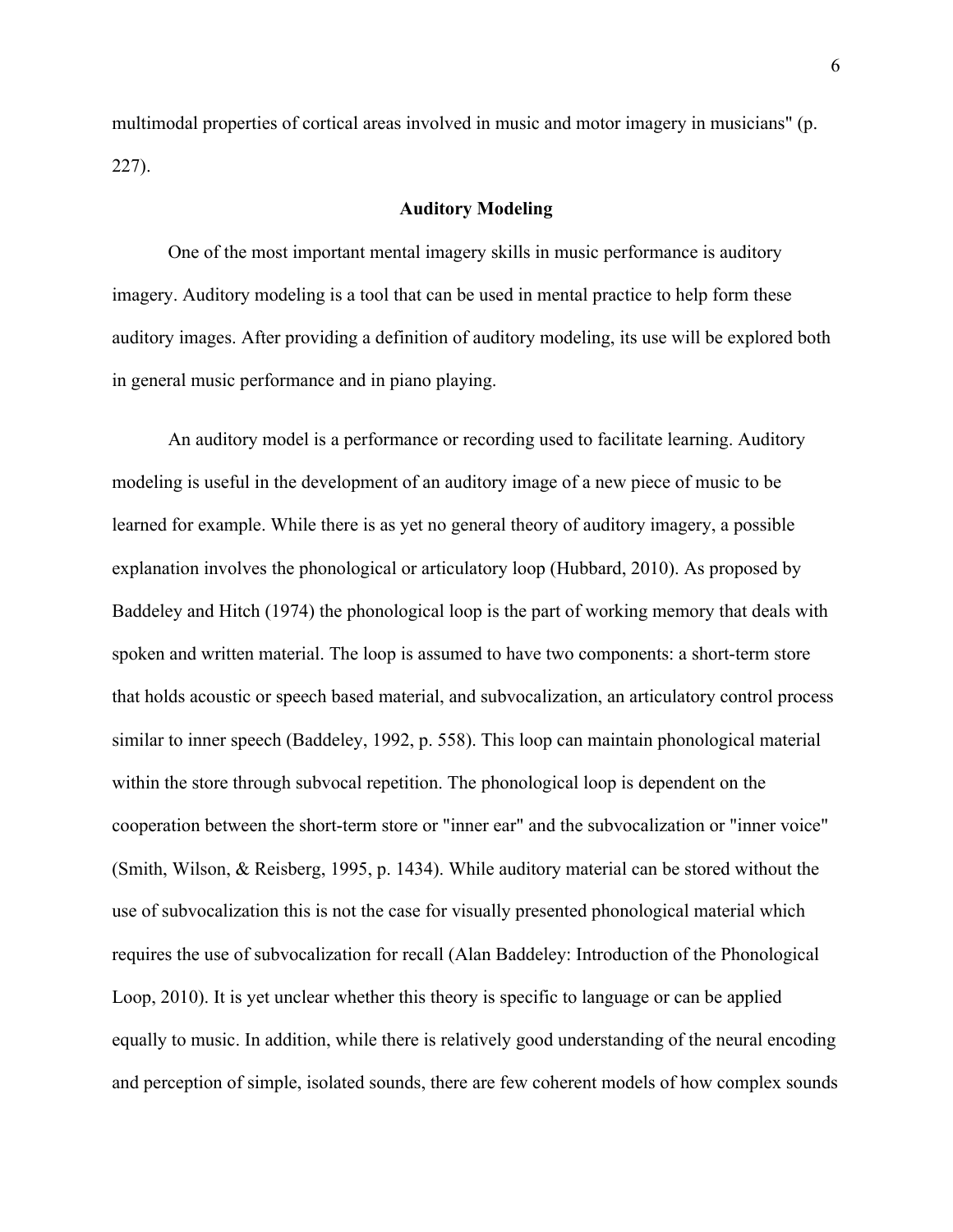multimodal properties of cortical areas involved in music and motor imagery in musicians" (p. 227).

## Auditory Modeling

One of the most important mental imagery skills in music performance is auditory imagery. Auditory modeling is a tool that can be used in mental practice to help form these auditory images. After providing a definition of auditory modeling, its use will be explored both in general music performance and in piano playing.

An auditory model is a performance or recording used to facilitate learning. Auditory modeling is useful in the development of an auditory image of a new piece of music to be learned for example. While there is as yet no general theory of auditory imagery, a possible explanation involves the phonological or articulatory loop (Hubbard, 2010). As proposed by Baddeley and Hitch (1974) the phonological loop is the part of working memory that deals with spoken and written material. The loop is assumed to have two components: a short-term store that holds acoustic or speech based material, and subvocalization, an articulatory control process similar to inner speech (Baddeley, 1992, p. 558). This loop can maintain phonological material within the store through subvocal repetition. The phonological loop is dependent on the cooperation between the short-term store or "inner ear" and the subvocalization or "inner voice" (Smith, Wilson, & Reisberg, 1995, p. 1434). While auditory material can be stored without the use of subvocalization this is not the case for visually presented phonological material which requires the use of subvocalization for recall (Alan Baddeley: Introduction of the Phonological Loop, 2010). It is yet unclear whether this theory is specific to language or can be applied equally to music. In addition, while there is relatively good understanding of the neural encoding and perception of simple, isolated sounds, there are few coherent models of how complex sounds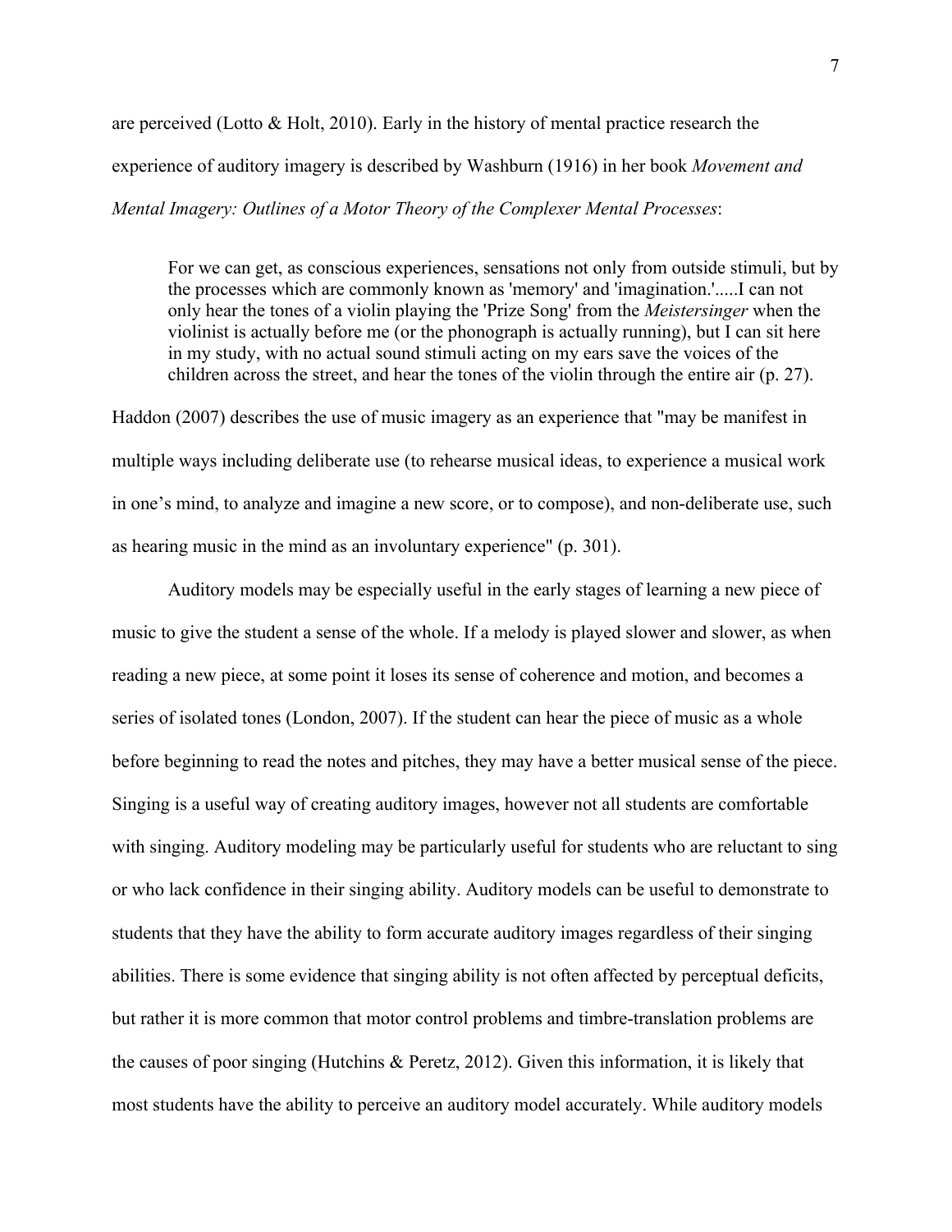are perceived (Lotto & Holt, 2010). Early in the history of mental practice research the experience of auditory imagery is described by Washburn (1916) in her book *Movement and Mental Imagery: Outlines of a Motor Theory of the Complexer Mental Processes*:

> For we can get, as conscious experiences, sensations not only from outside stimuli, but by the processes which are commonly known as 'memory' and 'imagination.'.....I can not only hear the tones of a violin playing the 'Prize Song' from the *Meistersinger* when the violinist is actually before me (or the phonograph is actually running), but I can sit here in my study, with no actual sound stimuli acting on my ears save the voices of the children across the street, and hear the tones of the violin through the entire air (p. 27).

Haddon (2007) describes the use of music imagery as an experience that "may be manifest in multiple ways including deliberate use (to rehearse musical ideas, to experience a musical work in one's mind, to analyze and imagine a new score, or to compose), and non-deliberate use, such as hearing music in the mind as an involuntary experience" (p. 301).

Auditory models may be especially useful in the early stages of learning a new piece of music to give the student a sense of the whole. If a melody is played slower and slower, as when reading a new piece, at some point it loses its sense of coherence and motion, and becomes a series of isolated tones (London, 2007). If the student can hear the piece of music as a whole before beginning to read the notes and pitches, they may have a better musical sense of the piece. Singing is a useful way of creating auditory images, however not all students are comfortable with singing. Auditory modeling may be particularly useful for students who are reluctant to sing or who lack confidence in their singing ability. Auditory models can be useful to demonstrate to students that they have the ability to form accurate auditory images regardless of their singing abilities. There is some evidence that singing ability is not often affected by perceptual deficits, but rather it is more common that motor control problems and timbre-translation problems are the causes of poor singing (Hutchins & Peretz, 2012). Given this information, it is likely that most students have the ability to perceive an auditory model accurately. While auditory models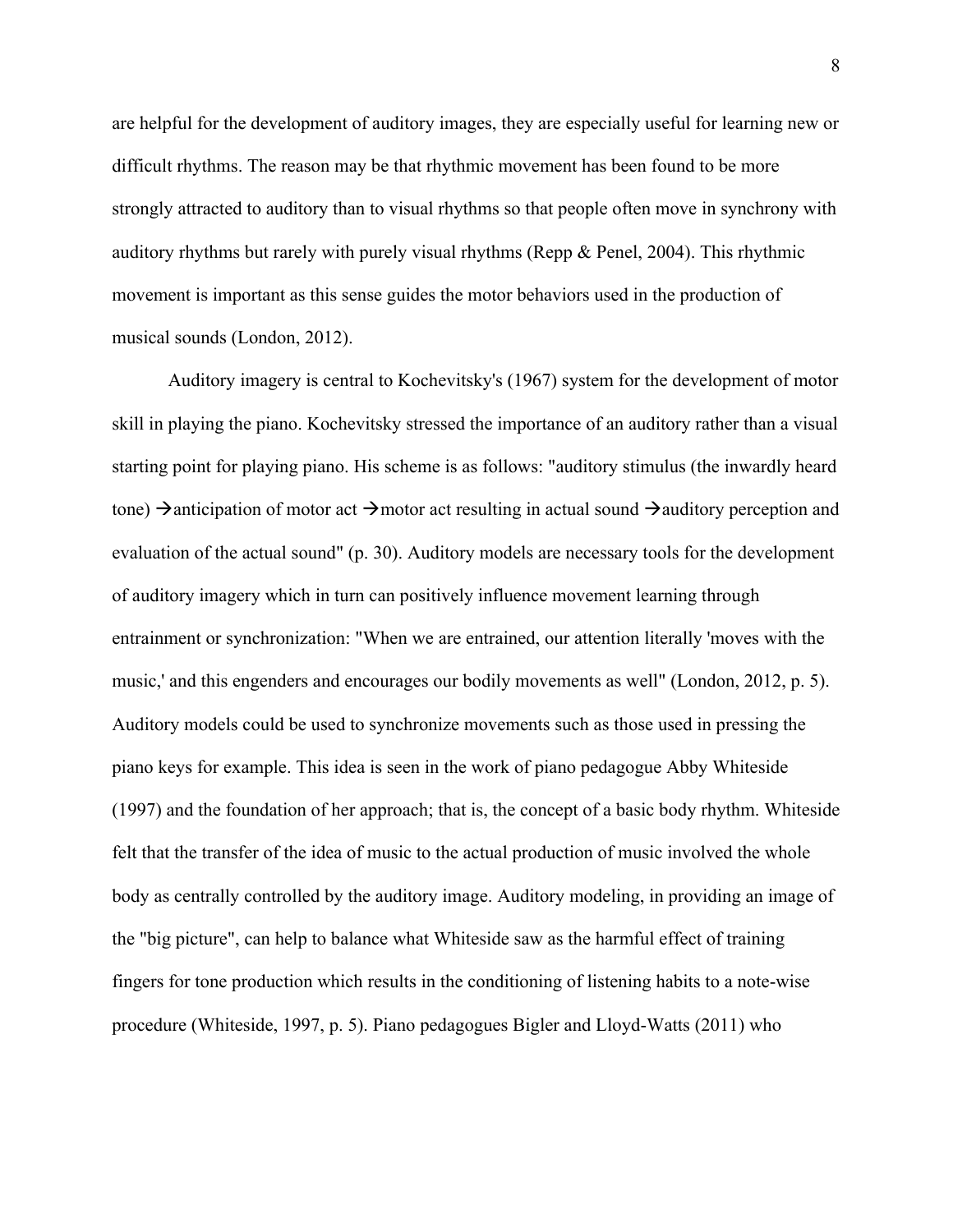are helpful for the development of auditory images, they are especially useful for learning new or difficult rhythms. The reason may be that rhythmic movement has been found to be more strongly attracted to auditory than to visual rhythms so that people often move in synchrony with auditory rhythms but rarely with purely visual rhythms (Repp & Penel, 2004). This rhythmic movement is important as this sense guides the motor behaviors used in the production of musical sounds (London, 2012).

Auditory imagery is central to Kochevitsky's (1967) system for the development of motor skill in playing the piano. Kochevitsky stressed the importance of an auditory rather than a visual starting point for playing piano. His scheme is as follows: "auditory stimulus (the inwardly heard tone) →anticipation of motor act →motor act resulting in actual sound →auditory perception and evaluation of the actual sound" (p. 30). Auditory models are necessary tools for the development of auditory imagery which in turn can positively influence movement learning through entrainment or synchronization: "When we are entrained, our attention literally 'moves with the music,' and this engenders and encourages our bodily movements as well" (London, 2012, p. 5). Auditory models could be used to synchronize movements such as those used in pressing the piano keys for example. This idea is seen in the work of piano pedagogue Abby Whiteside (1997) and the foundation of her approach; that is, the concept of a basic body rhythm. Whiteside felt that the transfer of the idea of music to the actual production of music involved the whole body as centrally controlled by the auditory image. Auditory modeling, in providing an image of the "big picture", can help to balance what Whiteside saw as the harmful effect of training fingers for tone production which results in the conditioning of listening habits to a note-wise procedure (Whiteside, 1997, p. 5). Piano pedagogues Bigler and Lloyd-Watts (2011) who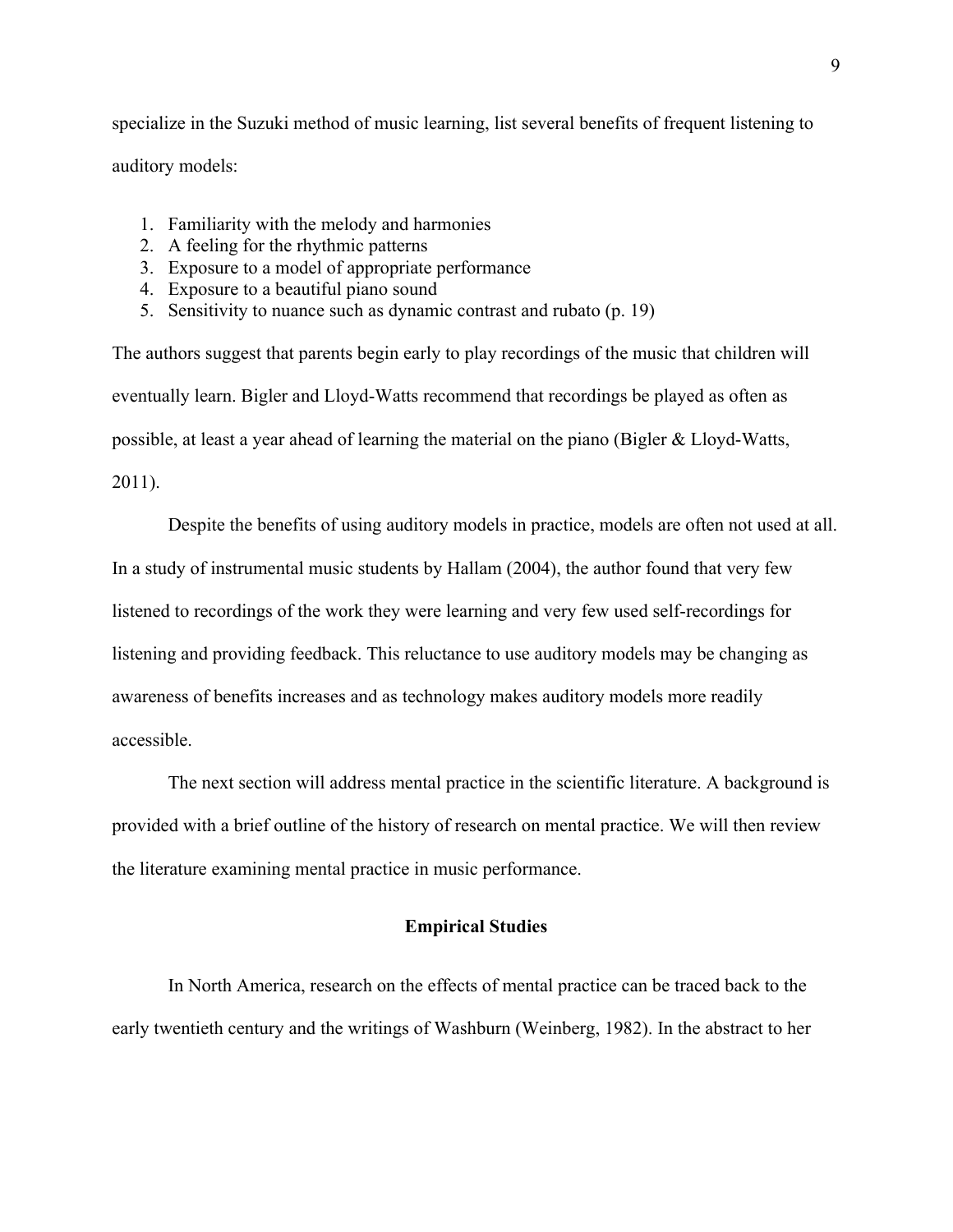specialize in the Suzuki method of music learning, list several benefits of frequent listening to auditory models:

1. Familiarity with the melody and harmonies
2. A feeling for the rhythmic patterns
3. Exposure to a model of appropriate performance
4. Exposure to a beautiful piano sound
5. Sensitivity to nuance such as dynamic contrast and rubato (p. 19)

The authors suggest that parents begin early to play recordings of the music that children will eventually learn. Bigler and Lloyd-Watts recommend that recordings be played as often as possible, at least a year ahead of learning the material on the piano (Bigler & Lloyd-Watts, 2011).

Despite the benefits of using auditory models in practice, models are often not used at all. In a study of instrumental music students by Hallam (2004), the author found that very few listened to recordings of the work they were learning and very few used self-recordings for listening and providing feedback. This reluctance to use auditory models may be changing as awareness of benefits increases and as technology makes auditory models more readily accessible.

The next section will address mental practice in the scientific literature. A background is provided with a brief outline of the history of research on mental practice. We will then review the literature examining mental practice in music performance.

## Empirical Studies

In North America, research on the effects of mental practice can be traced back to the early twentieth century and the writings of Washburn (Weinberg, 1982). In the abstract to her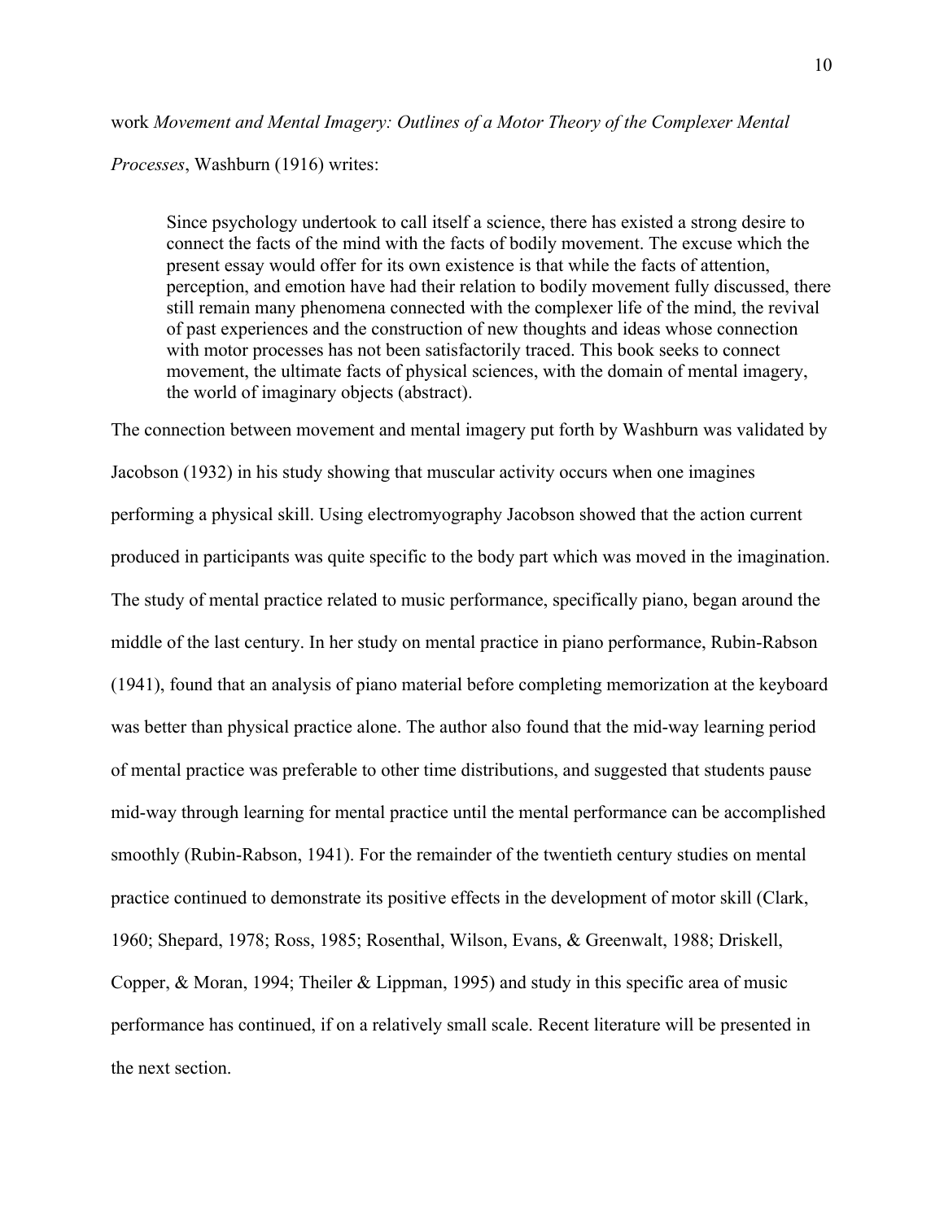work *Movement and Mental Imagery: Outlines of a Motor Theory of the Complexer Mental Processes*, Washburn (1916) writes:

> Since psychology undertook to call itself a science, there has existed a strong desire to connect the facts of the mind with the facts of bodily movement. The excuse which the present essay would offer for its own existence is that while the facts of attention, perception, and emotion have had their relation to bodily movement fully discussed, there still remain many phenomena connected with the complexer life of the mind, the revival of past experiences and the construction of new thoughts and ideas whose connection with motor processes has not been satisfactorily traced. This book seeks to connect movement, the ultimate facts of physical sciences, with the domain of mental imagery, the world of imaginary objects (abstract).

The connection between movement and mental imagery put forth by Washburn was validated by Jacobson (1932) in his study showing that muscular activity occurs when one imagines performing a physical skill. Using electromyography Jacobson showed that the action current produced in participants was quite specific to the body part which was moved in the imagination. The study of mental practice related to music performance, specifically piano, began around the middle of the last century. In her study on mental practice in piano performance, Rubin-Rabson (1941), found that an analysis of piano material before completing memorization at the keyboard was better than physical practice alone. The author also found that the mid-way learning period of mental practice was preferable to other time distributions, and suggested that students pause mid-way through learning for mental practice until the mental performance can be accomplished smoothly (Rubin-Rabson, 1941). For the remainder of the twentieth century studies on mental practice continued to demonstrate its positive effects in the development of motor skill (Clark, 1960; Shepard, 1978; Ross, 1985; Rosenthal, Wilson, Evans, & Greenwalt, 1988; Driskell, Copper, & Moran, 1994; Theiler & Lippman, 1995) and study in this specific area of music performance has continued, if on a relatively small scale. Recent literature will be presented in the next section.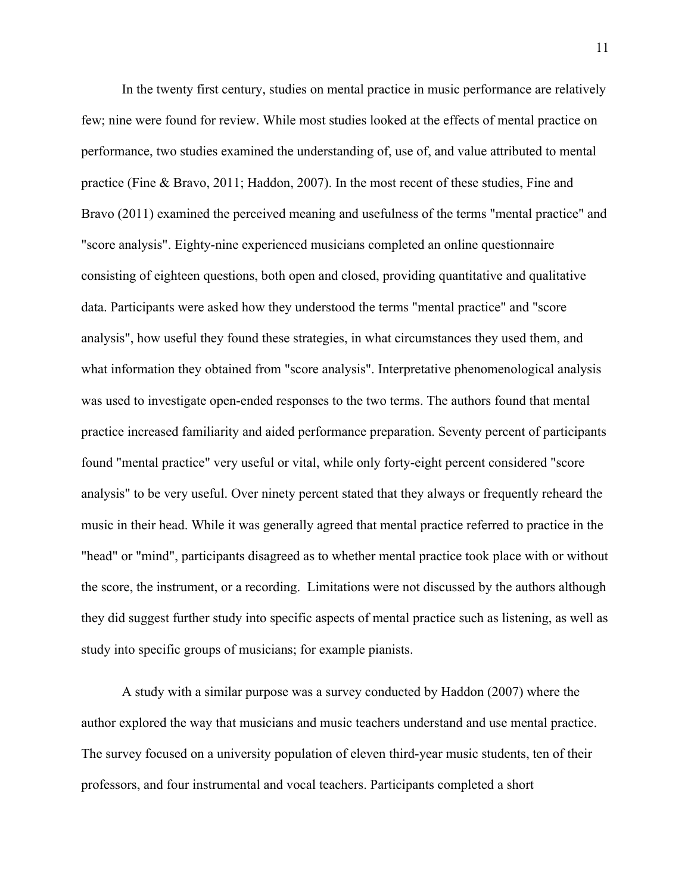In the twenty first century, studies on mental practice in music performance are relatively few; nine were found for review. While most studies looked at the effects of mental practice on performance, two studies examined the understanding of, use of, and value attributed to mental practice (Fine & Bravo, 2011; Haddon, 2007). In the most recent of these studies, Fine and Bravo (2011) examined the perceived meaning and usefulness of the terms "mental practice" and "score analysis". Eighty-nine experienced musicians completed an online questionnaire consisting of eighteen questions, both open and closed, providing quantitative and qualitative data. Participants were asked how they understood the terms "mental practice" and "score analysis", how useful they found these strategies, in what circumstances they used them, and what information they obtained from "score analysis". Interpretative phenomenological analysis was used to investigate open-ended responses to the two terms. The authors found that mental practice increased familiarity and aided performance preparation. Seventy percent of participants found "mental practice" very useful or vital, while only forty-eight percent considered "score analysis" to be very useful. Over ninety percent stated that they always or frequently reheard the music in their head. While it was generally agreed that mental practice referred to practice in the "head" or "mind", participants disagreed as to whether mental practice took place with or without the score, the instrument, or a recording. Limitations were not discussed by the authors although they did suggest further study into specific aspects of mental practice such as listening, as well as study into specific groups of musicians; for example pianists.

A study with a similar purpose was a survey conducted by Haddon (2007) where the author explored the way that musicians and music teachers understand and use mental practice. The survey focused on a university population of eleven third-year music students, ten of their professors, and four instrumental and vocal teachers. Participants completed a short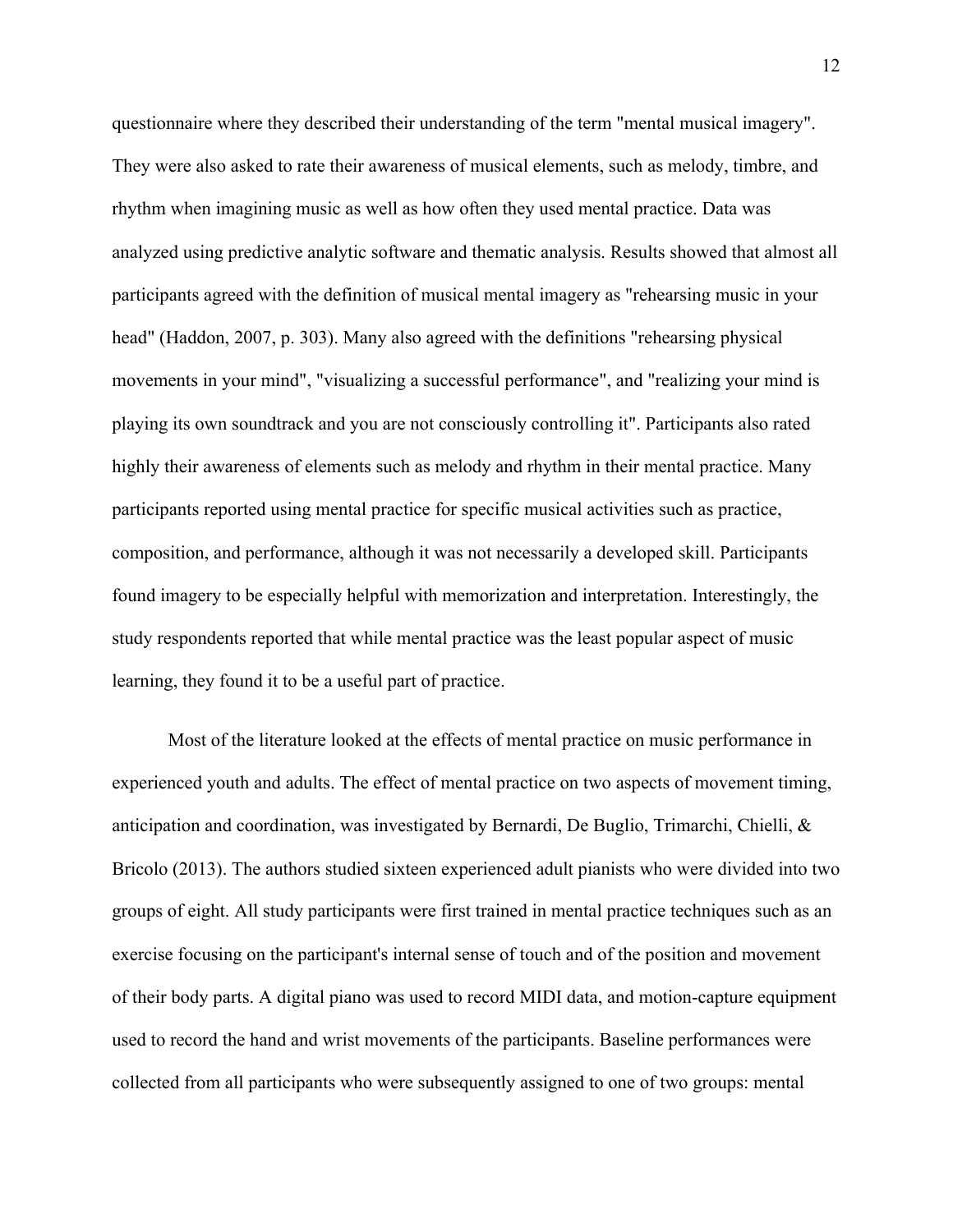questionnaire where they described their understanding of the term "mental musical imagery". They were also asked to rate their awareness of musical elements, such as melody, timbre, and rhythm when imagining music as well as how often they used mental practice. Data was analyzed using predictive analytic software and thematic analysis. Results showed that almost all participants agreed with the definition of musical mental imagery as "rehearsing music in your head" (Haddon, 2007, p. 303). Many also agreed with the definitions "rehearsing physical movements in your mind", "visualizing a successful performance", and "realizing your mind is playing its own soundtrack and you are not consciously controlling it". Participants also rated highly their awareness of elements such as melody and rhythm in their mental practice. Many participants reported using mental practice for specific musical activities such as practice, composition, and performance, although it was not necessarily a developed skill. Participants found imagery to be especially helpful with memorization and interpretation. Interestingly, the study respondents reported that while mental practice was the least popular aspect of music learning, they found it to be a useful part of practice.

Most of the literature looked at the effects of mental practice on music performance in experienced youth and adults. The effect of mental practice on two aspects of movement timing, anticipation and coordination, was investigated by Bernardi, De Buglio, Trimarchi, Chielli, & Bricolo (2013). The authors studied sixteen experienced adult pianists who were divided into two groups of eight. All study participants were first trained in mental practice techniques such as an exercise focusing on the participant's internal sense of touch and of the position and movement of their body parts. A digital piano was used to record MIDI data, and motion-capture equipment used to record the hand and wrist movements of the participants. Baseline performances were collected from all participants who were subsequently assigned to one of two groups: mental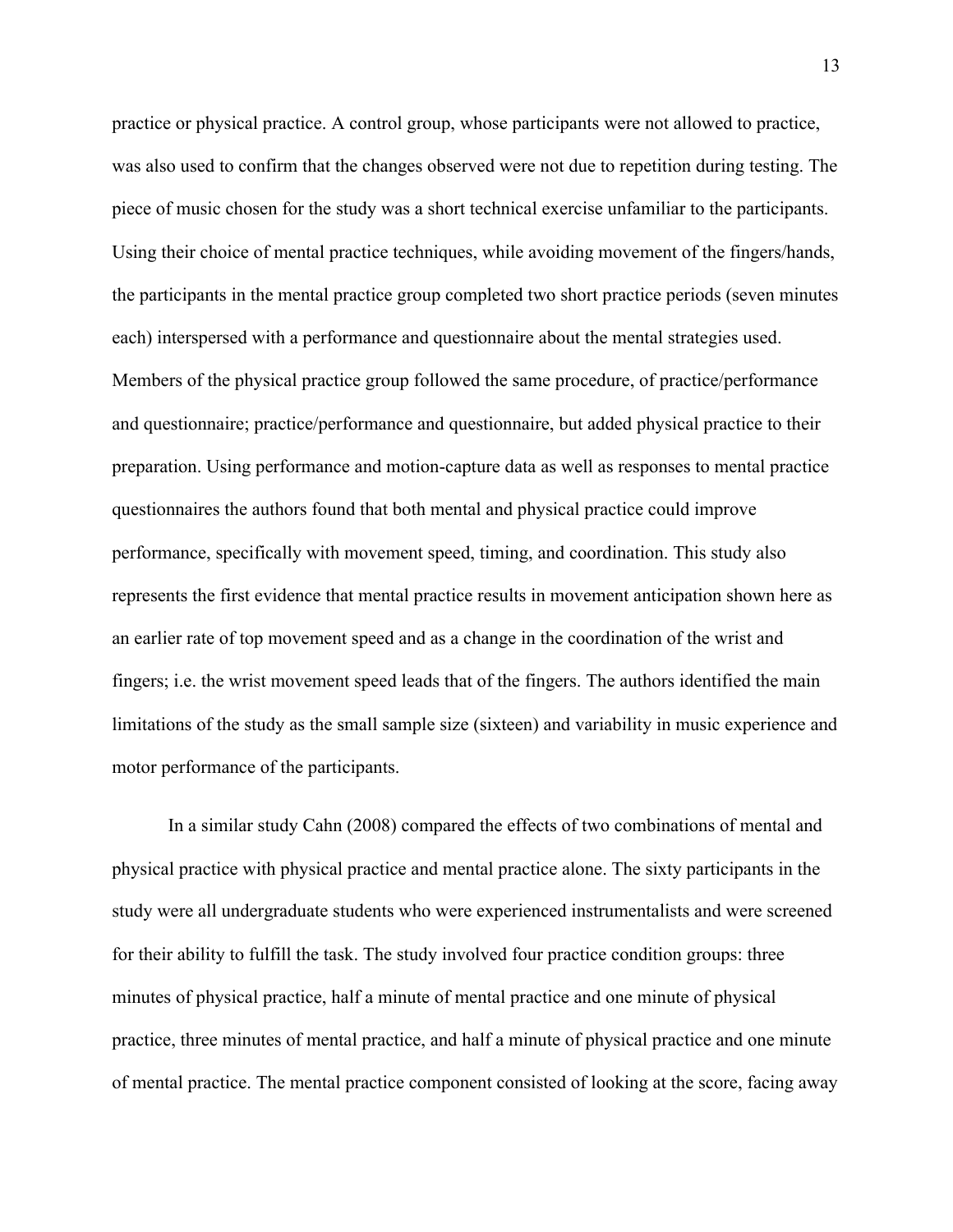practice or physical practice. A control group, whose participants were not allowed to practice, was also used to confirm that the changes observed were not due to repetition during testing. The piece of music chosen for the study was a short technical exercise unfamiliar to the participants. Using their choice of mental practice techniques, while avoiding movement of the fingers/hands, the participants in the mental practice group completed two short practice periods (seven minutes each) interspersed with a performance and questionnaire about the mental strategies used. Members of the physical practice group followed the same procedure, of practice/performance and questionnaire; practice/performance and questionnaire, but added physical practice to their preparation. Using performance and motion-capture data as well as responses to mental practice questionnaires the authors found that both mental and physical practice could improve performance, specifically with movement speed, timing, and coordination. This study also represents the first evidence that mental practice results in movement anticipation shown here as an earlier rate of top movement speed and as a change in the coordination of the wrist and fingers; i.e. the wrist movement speed leads that of the fingers. The authors identified the main limitations of the study as the small sample size (sixteen) and variability in music experience and motor performance of the participants.

In a similar study Cahn (2008) compared the effects of two combinations of mental and physical practice with physical practice and mental practice alone. The sixty participants in the study were all undergraduate students who were experienced instrumentalists and were screened for their ability to fulfill the task. The study involved four practice condition groups: three minutes of physical practice, half a minute of mental practice and one minute of physical practice, three minutes of mental practice, and half a minute of physical practice and one minute of mental practice. The mental practice component consisted of looking at the score, facing away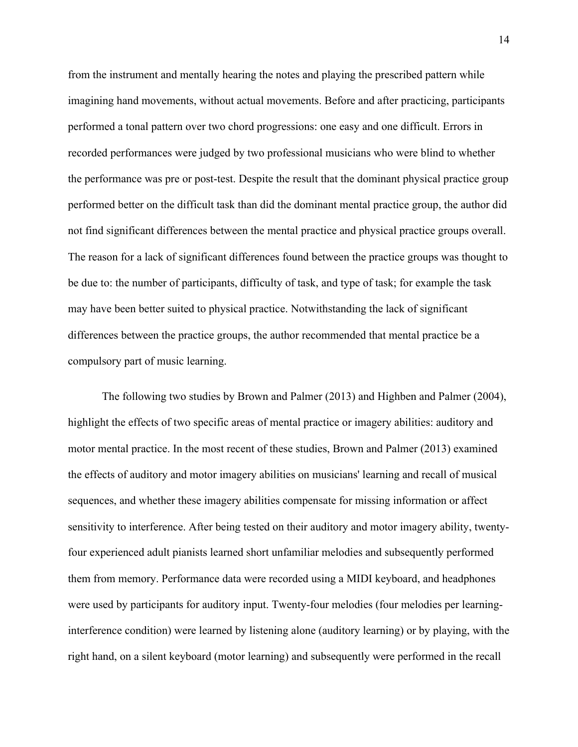from the instrument and mentally hearing the notes and playing the prescribed pattern while imagining hand movements, without actual movements. Before and after practicing, participants performed a tonal pattern over two chord progressions: one easy and one difficult. Errors in recorded performances were judged by two professional musicians who were blind to whether the performance was pre or post-test. Despite the result that the dominant physical practice group performed better on the difficult task than did the dominant mental practice group, the author did not find significant differences between the mental practice and physical practice groups overall. The reason for a lack of significant differences found between the practice groups was thought to be due to: the number of participants, difficulty of task, and type of task; for example the task may have been better suited to physical practice. Notwithstanding the lack of significant differences between the practice groups, the author recommended that mental practice be a compulsory part of music learning.

The following two studies by Brown and Palmer (2013) and Highben and Palmer (2004), highlight the effects of two specific areas of mental practice or imagery abilities: auditory and motor mental practice. In the most recent of these studies, Brown and Palmer (2013) examined the effects of auditory and motor imagery abilities on musicians' learning and recall of musical sequences, and whether these imagery abilities compensate for missing information or affect sensitivity to interference. After being tested on their auditory and motor imagery ability, twenty-four experienced adult pianists learned short unfamiliar melodies and subsequently performed them from memory. Performance data were recorded using a MIDI keyboard, and headphones were used by participants for auditory input. Twenty-four melodies (four melodies per learning-interference condition) were learned by listening alone (auditory learning) or by playing, with the right hand, on a silent keyboard (motor learning) and subsequently were performed in the recall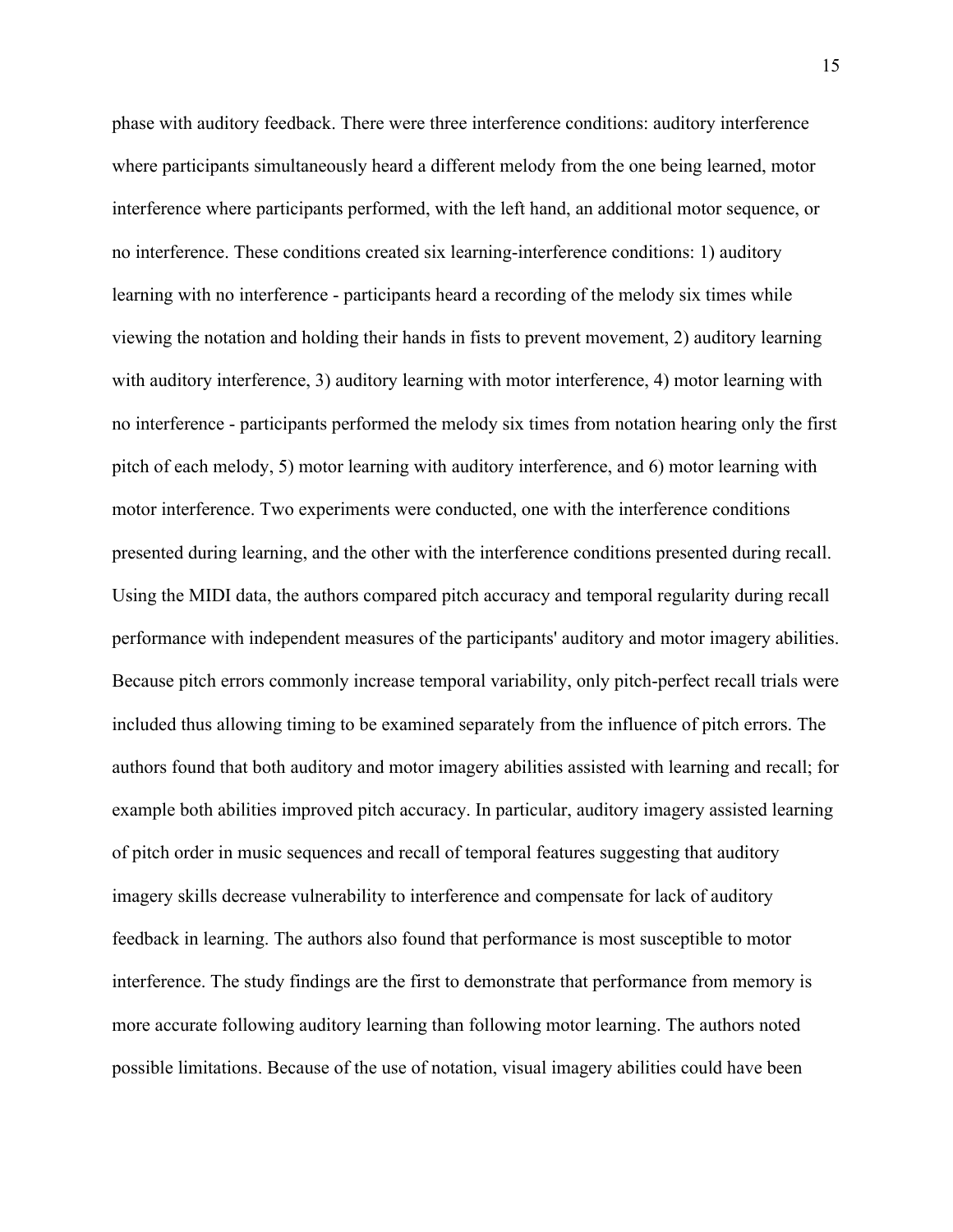phase with auditory feedback. There were three interference conditions: auditory interference where participants simultaneously heard a different melody from the one being learned, motor interference where participants performed, with the left hand, an additional motor sequence, or no interference. These conditions created six learning-interference conditions: 1) auditory learning with no interference - participants heard a recording of the melody six times while viewing the notation and holding their hands in fists to prevent movement, 2) auditory learning with auditory interference, 3) auditory learning with motor interference, 4) motor learning with no interference - participants performed the melody six times from notation hearing only the first pitch of each melody, 5) motor learning with auditory interference, and 6) motor learning with motor interference. Two experiments were conducted, one with the interference conditions presented during learning, and the other with the interference conditions presented during recall. Using the MIDI data, the authors compared pitch accuracy and temporal regularity during recall performance with independent measures of the participants' auditory and motor imagery abilities. Because pitch errors commonly increase temporal variability, only pitch-perfect recall trials were included thus allowing timing to be examined separately from the influence of pitch errors. The authors found that both auditory and motor imagery abilities assisted with learning and recall; for example both abilities improved pitch accuracy. In particular, auditory imagery assisted learning of pitch order in music sequences and recall of temporal features suggesting that auditory imagery skills decrease vulnerability to interference and compensate for lack of auditory feedback in learning. The authors also found that performance is most susceptible to motor interference. The study findings are the first to demonstrate that performance from memory is more accurate following auditory learning than following motor learning. The authors noted possible limitations. Because of the use of notation, visual imagery abilities could have been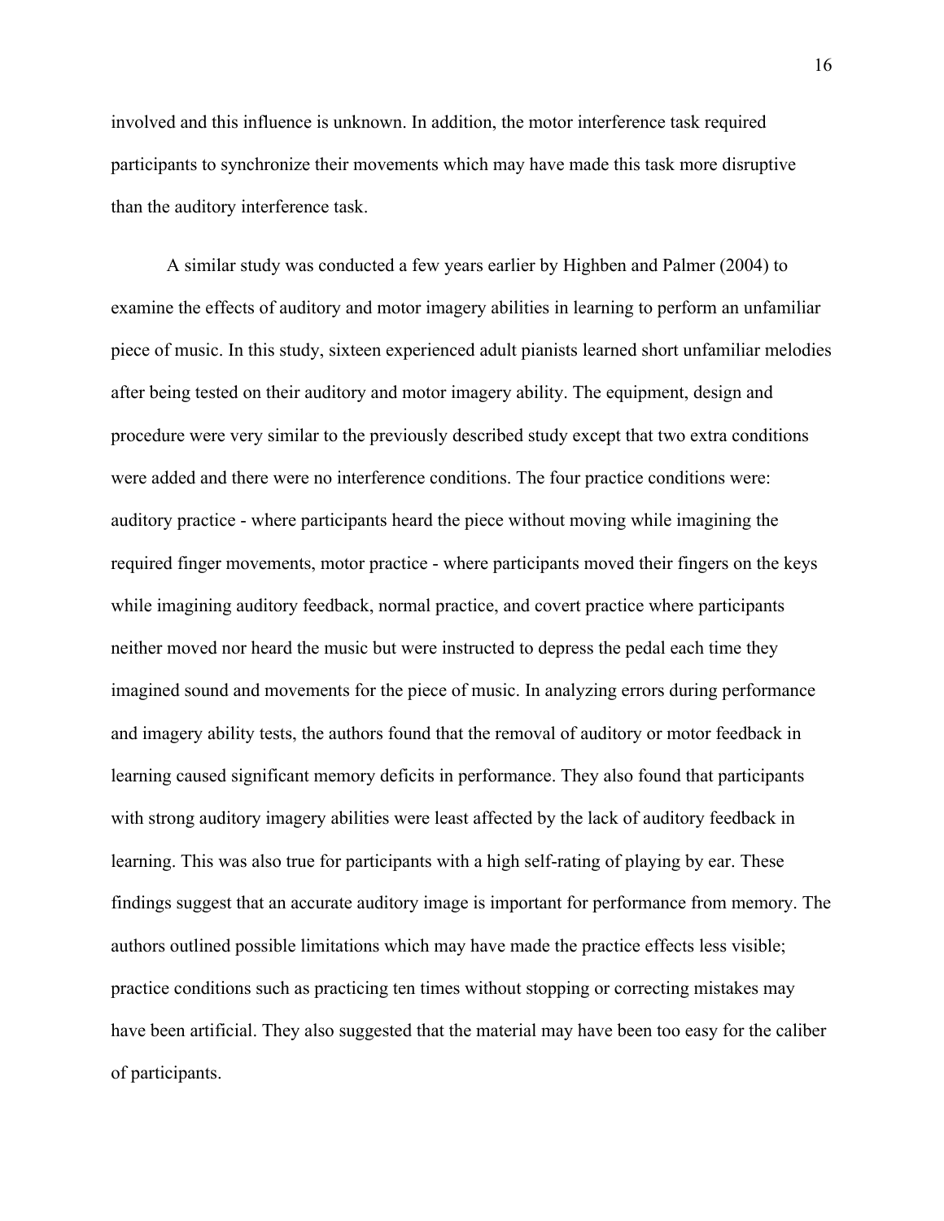involved and this influence is unknown. In addition, the motor interference task required participants to synchronize their movements which may have made this task more disruptive than the auditory interference task.

A similar study was conducted a few years earlier by Highben and Palmer (2004) to examine the effects of auditory and motor imagery abilities in learning to perform an unfamiliar piece of music. In this study, sixteen experienced adult pianists learned short unfamiliar melodies after being tested on their auditory and motor imagery ability. The equipment, design and procedure were very similar to the previously described study except that two extra conditions were added and there were no interference conditions. The four practice conditions were: auditory practice - where participants heard the piece without moving while imagining the required finger movements, motor practice - where participants moved their fingers on the keys while imagining auditory feedback, normal practice, and covert practice where participants neither moved nor heard the music but were instructed to depress the pedal each time they imagined sound and movements for the piece of music. In analyzing errors during performance and imagery ability tests, the authors found that the removal of auditory or motor feedback in learning caused significant memory deficits in performance. They also found that participants with strong auditory imagery abilities were least affected by the lack of auditory feedback in learning. This was also true for participants with a high self-rating of playing by ear. These findings suggest that an accurate auditory image is important for performance from memory. The authors outlined possible limitations which may have made the practice effects less visible; practice conditions such as practicing ten times without stopping or correcting mistakes may have been artificial. They also suggested that the material may have been too easy for the caliber of participants.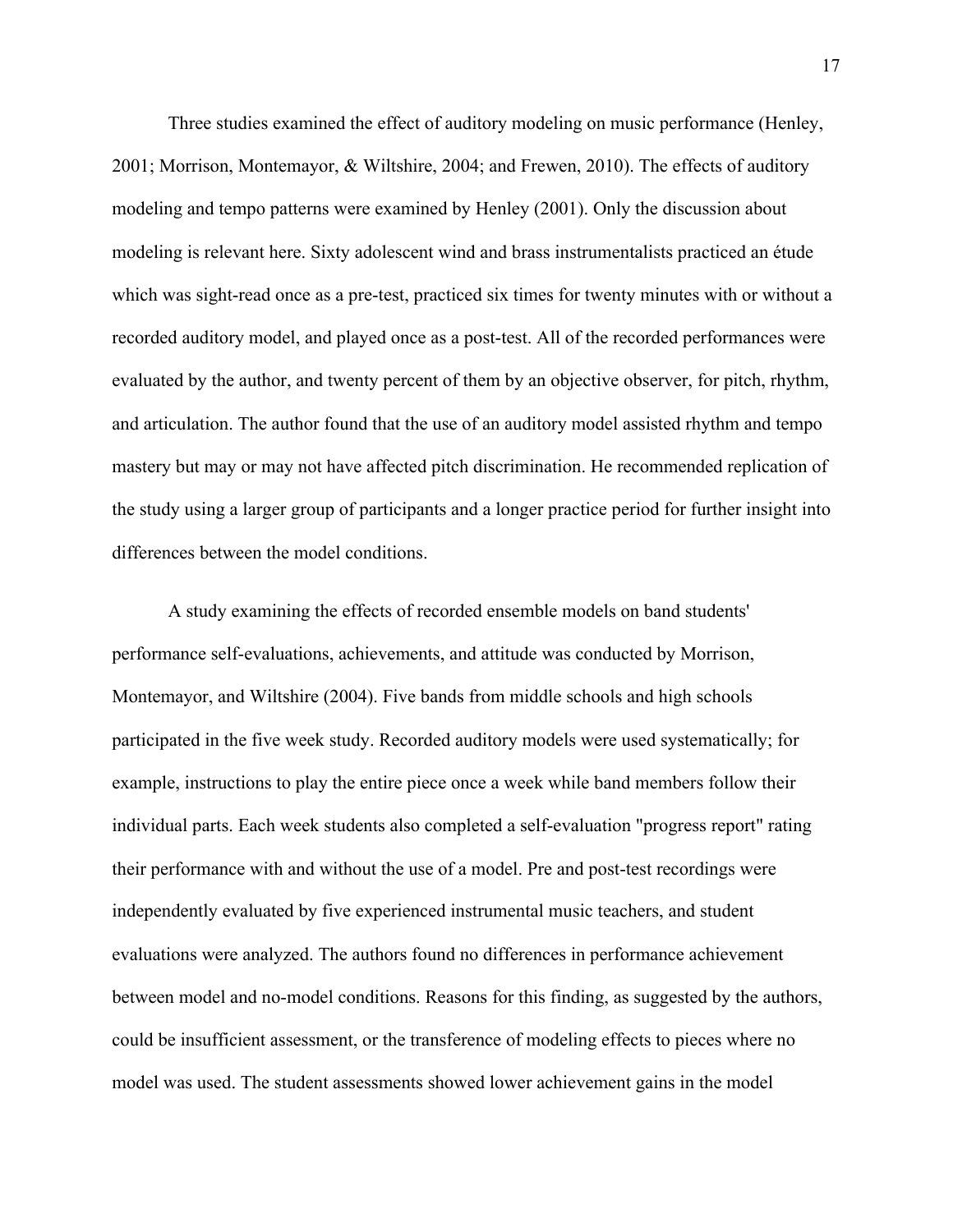Three studies examined the effect of auditory modeling on music performance (Henley, 2001; Morrison, Montemayor, & Wiltshire, 2004; and Frewen, 2010). The effects of auditory modeling and tempo patterns were examined by Henley (2001). Only the discussion about modeling is relevant here. Sixty adolescent wind and brass instrumentalists practiced an étude which was sight-read once as a pre-test, practiced six times for twenty minutes with or without a recorded auditory model, and played once as a post-test. All of the recorded performances were evaluated by the author, and twenty percent of them by an objective observer, for pitch, rhythm, and articulation. The author found that the use of an auditory model assisted rhythm and tempo mastery but may or may not have affected pitch discrimination. He recommended replication of the study using a larger group of participants and a longer practice period for further insight into differences between the model conditions.

A study examining the effects of recorded ensemble models on band students' performance self-evaluations, achievements, and attitude was conducted by Morrison, Montemayor, and Wiltshire (2004). Five bands from middle schools and high schools participated in the five week study. Recorded auditory models were used systematically; for example, instructions to play the entire piece once a week while band members follow their individual parts. Each week students also completed a self-evaluation "progress report" rating their performance with and without the use of a model. Pre and post-test recordings were independently evaluated by five experienced instrumental music teachers, and student evaluations were analyzed. The authors found no differences in performance achievement between model and no-model conditions. Reasons for this finding, as suggested by the authors, could be insufficient assessment, or the transference of modeling effects to pieces where no model was used. The student assessments showed lower achievement gains in the model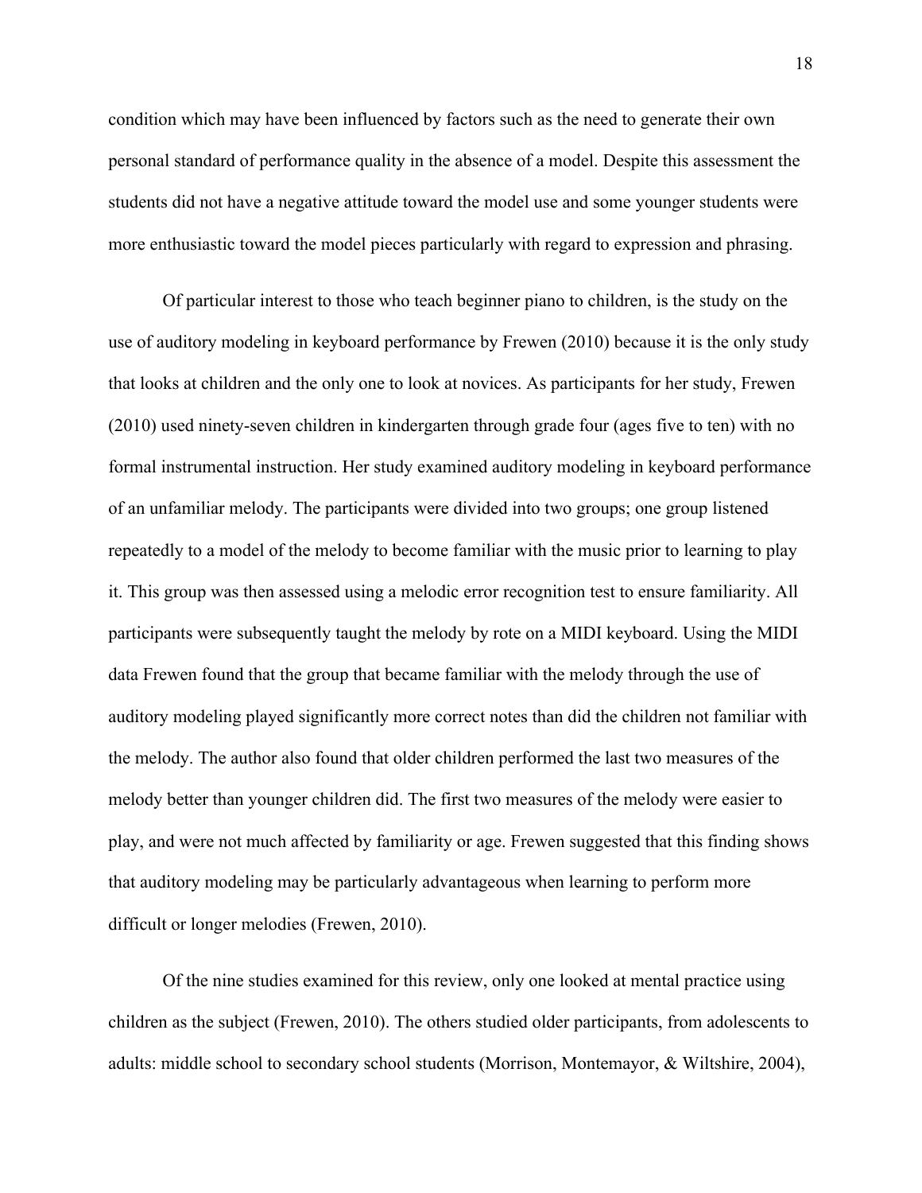condition which may have been influenced by factors such as the need to generate their own personal standard of performance quality in the absence of a model. Despite this assessment the students did not have a negative attitude toward the model use and some younger students were more enthusiastic toward the model pieces particularly with regard to expression and phrasing.

Of particular interest to those who teach beginner piano to children, is the study on the use of auditory modeling in keyboard performance by Frewen (2010) because it is the only study that looks at children and the only one to look at novices. As participants for her study, Frewen (2010) used ninety-seven children in kindergarten through grade four (ages five to ten) with no formal instrumental instruction. Her study examined auditory modeling in keyboard performance of an unfamiliar melody. The participants were divided into two groups; one group listened repeatedly to a model of the melody to become familiar with the music prior to learning to play it. This group was then assessed using a melodic error recognition test to ensure familiarity. All participants were subsequently taught the melody by rote on a MIDI keyboard. Using the MIDI data Frewen found that the group that became familiar with the melody through the use of auditory modeling played significantly more correct notes than did the children not familiar with the melody. The author also found that older children performed the last two measures of the melody better than younger children did. The first two measures of the melody were easier to play, and were not much affected by familiarity or age. Frewen suggested that this finding shows that auditory modeling may be particularly advantageous when learning to perform more difficult or longer melodies (Frewen, 2010).

Of the nine studies examined for this review, only one looked at mental practice using children as the subject (Frewen, 2010). The others studied older participants, from adolescents to adults: middle school to secondary school students (Morrison, Montemayor, & Wiltshire, 2004),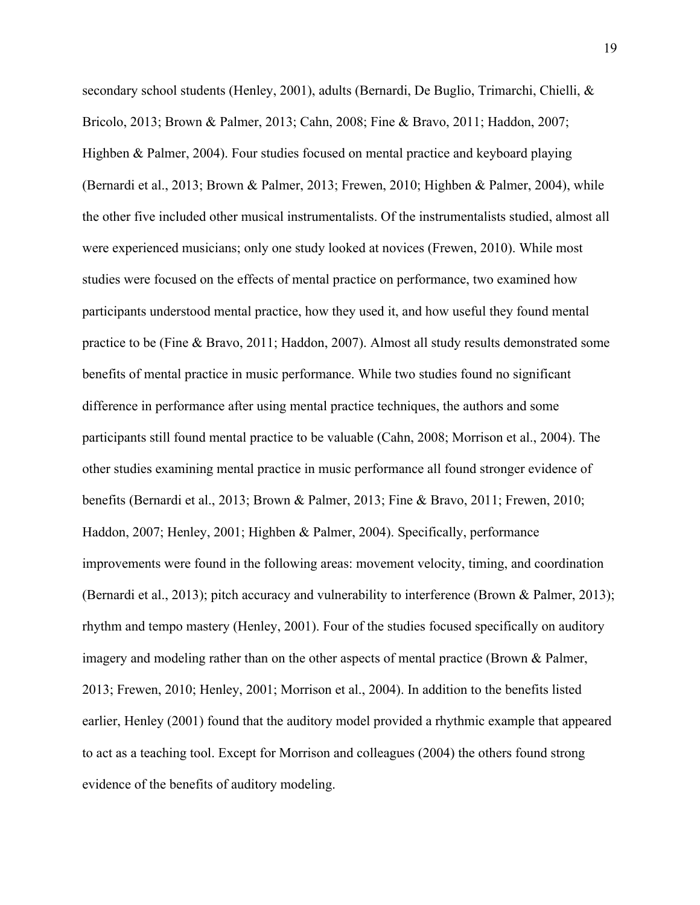secondary school students (Henley, 2001), adults (Bernardi, De Buglio, Trimarchi, Chielli, & Bricolo, 2013; Brown & Palmer, 2013; Cahn, 2008; Fine & Bravo, 2011; Haddon, 2007; Highben & Palmer, 2004). Four studies focused on mental practice and keyboard playing (Bernardi et al., 2013; Brown & Palmer, 2013; Frewen, 2010; Highben & Palmer, 2004), while the other five included other musical instrumentalists. Of the instrumentalists studied, almost all were experienced musicians; only one study looked at novices (Frewen, 2010). While most studies were focused on the effects of mental practice on performance, two examined how participants understood mental practice, how they used it, and how useful they found mental practice to be (Fine & Bravo, 2011; Haddon, 2007). Almost all study results demonstrated some benefits of mental practice in music performance. While two studies found no significant difference in performance after using mental practice techniques, the authors and some participants still found mental practice to be valuable (Cahn, 2008; Morrison et al., 2004). The other studies examining mental practice in music performance all found stronger evidence of benefits (Bernardi et al., 2013; Brown & Palmer, 2013; Fine & Bravo, 2011; Frewen, 2010; Haddon, 2007; Henley, 2001; Highben & Palmer, 2004). Specifically, performance improvements were found in the following areas: movement velocity, timing, and coordination (Bernardi et al., 2013); pitch accuracy and vulnerability to interference (Brown & Palmer, 2013); rhythm and tempo mastery (Henley, 2001). Four of the studies focused specifically on auditory imagery and modeling rather than on the other aspects of mental practice (Brown & Palmer, 2013; Frewen, 2010; Henley, 2001; Morrison et al., 2004). In addition to the benefits listed earlier, Henley (2001) found that the auditory model provided a rhythmic example that appeared to act as a teaching tool. Except for Morrison and colleagues (2004) the others found strong evidence of the benefits of auditory modeling.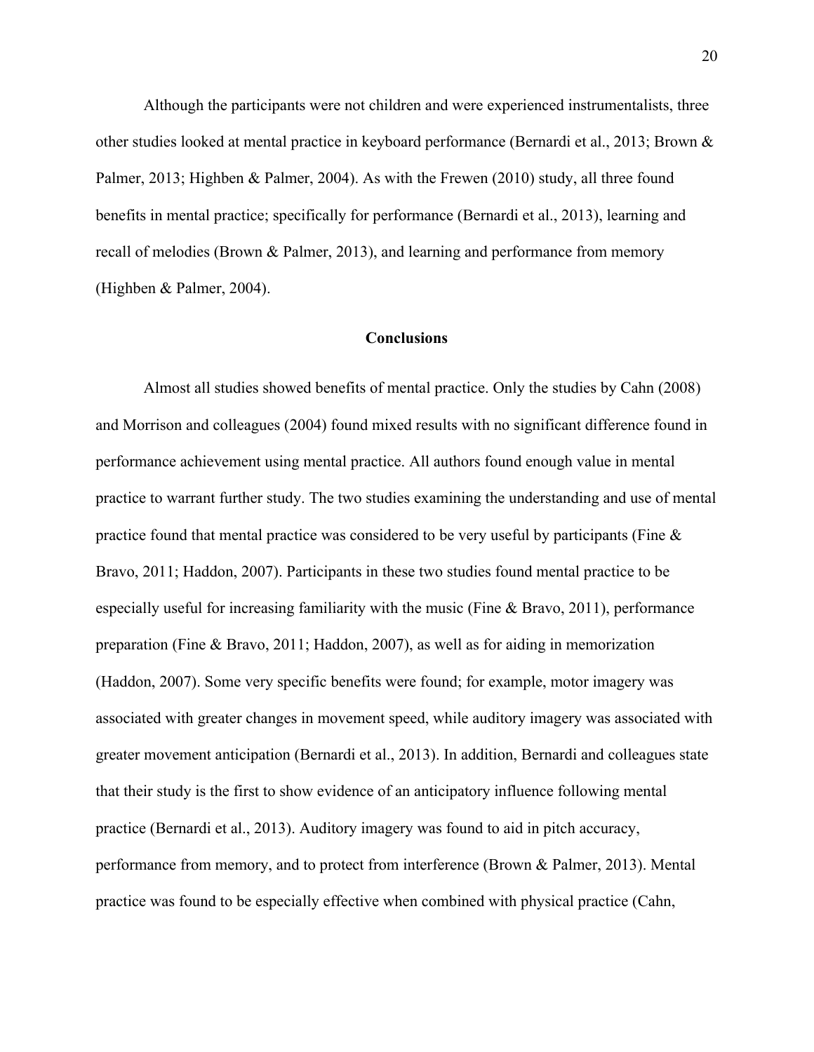Although the participants were not children and were experienced instrumentalists, three other studies looked at mental practice in keyboard performance (Bernardi et al., 2013; Brown & Palmer, 2013; Highben & Palmer, 2004). As with the Frewen (2010) study, all three found benefits in mental practice; specifically for performance (Bernardi et al., 2013), learning and recall of melodies (Brown & Palmer, 2013), and learning and performance from memory (Highben & Palmer, 2004).

## Conclusions

Almost all studies showed benefits of mental practice. Only the studies by Cahn (2008) and Morrison and colleagues (2004) found mixed results with no significant difference found in performance achievement using mental practice. All authors found enough value in mental practice to warrant further study. The two studies examining the understanding and use of mental practice found that mental practice was considered to be very useful by participants (Fine & Bravo, 2011; Haddon, 2007). Participants in these two studies found mental practice to be especially useful for increasing familiarity with the music (Fine & Bravo, 2011), performance preparation (Fine & Bravo, 2011; Haddon, 2007), as well as for aiding in memorization (Haddon, 2007). Some very specific benefits were found; for example, motor imagery was associated with greater changes in movement speed, while auditory imagery was associated with greater movement anticipation (Bernardi et al., 2013). In addition, Bernardi and colleagues state that their study is the first to show evidence of an anticipatory influence following mental practice (Bernardi et al., 2013). Auditory imagery was found to aid in pitch accuracy, performance from memory, and to protect from interference (Brown & Palmer, 2013). Mental practice was found to be especially effective when combined with physical practice (Cahn,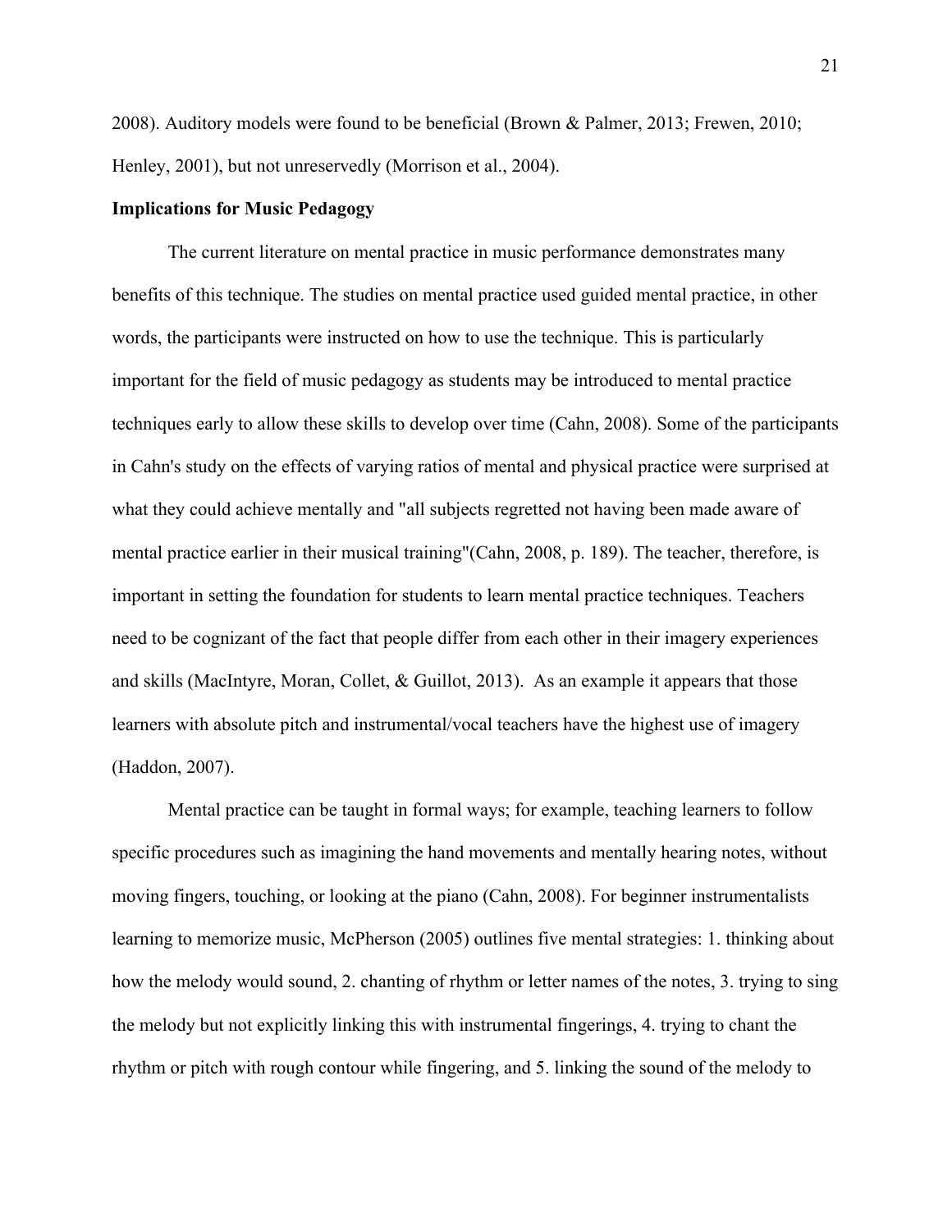2008). Auditory models were found to be beneficial (Brown & Palmer, 2013; Frewen, 2010; Henley, 2001), but not unreservedly (Morrison et al., 2004).

**Implications for Music Pedagogy**

The current literature on mental practice in music performance demonstrates many benefits of this technique. The studies on mental practice used guided mental practice, in other words, the participants were instructed on how to use the technique. This is particularly important for the field of music pedagogy as students may be introduced to mental practice techniques early to allow these skills to develop over time (Cahn, 2008). Some of the participants in Cahn's study on the effects of varying ratios of mental and physical practice were surprised at what they could achieve mentally and "all subjects regretted not having been made aware of mental practice earlier in their musical training"(Cahn, 2008, p. 189). The teacher, therefore, is important in setting the foundation for students to learn mental practice techniques. Teachers need to be cognizant of the fact that people differ from each other in their imagery experiences and skills (MacIntyre, Moran, Collet, & Guillot, 2013). As an example it appears that those learners with absolute pitch and instrumental/vocal teachers have the highest use of imagery (Haddon, 2007).

Mental practice can be taught in formal ways; for example, teaching learners to follow specific procedures such as imagining the hand movements and mentally hearing notes, without moving fingers, touching, or looking at the piano (Cahn, 2008). For beginner instrumentalists learning to memorize music, McPherson (2005) outlines five mental strategies: 1. thinking about how the melody would sound, 2. chanting of rhythm or letter names of the notes, 3. trying to sing the melody but not explicitly linking this with instrumental fingerings, 4. trying to chant the rhythm or pitch with rough contour while fingering, and 5. linking the sound of the melody to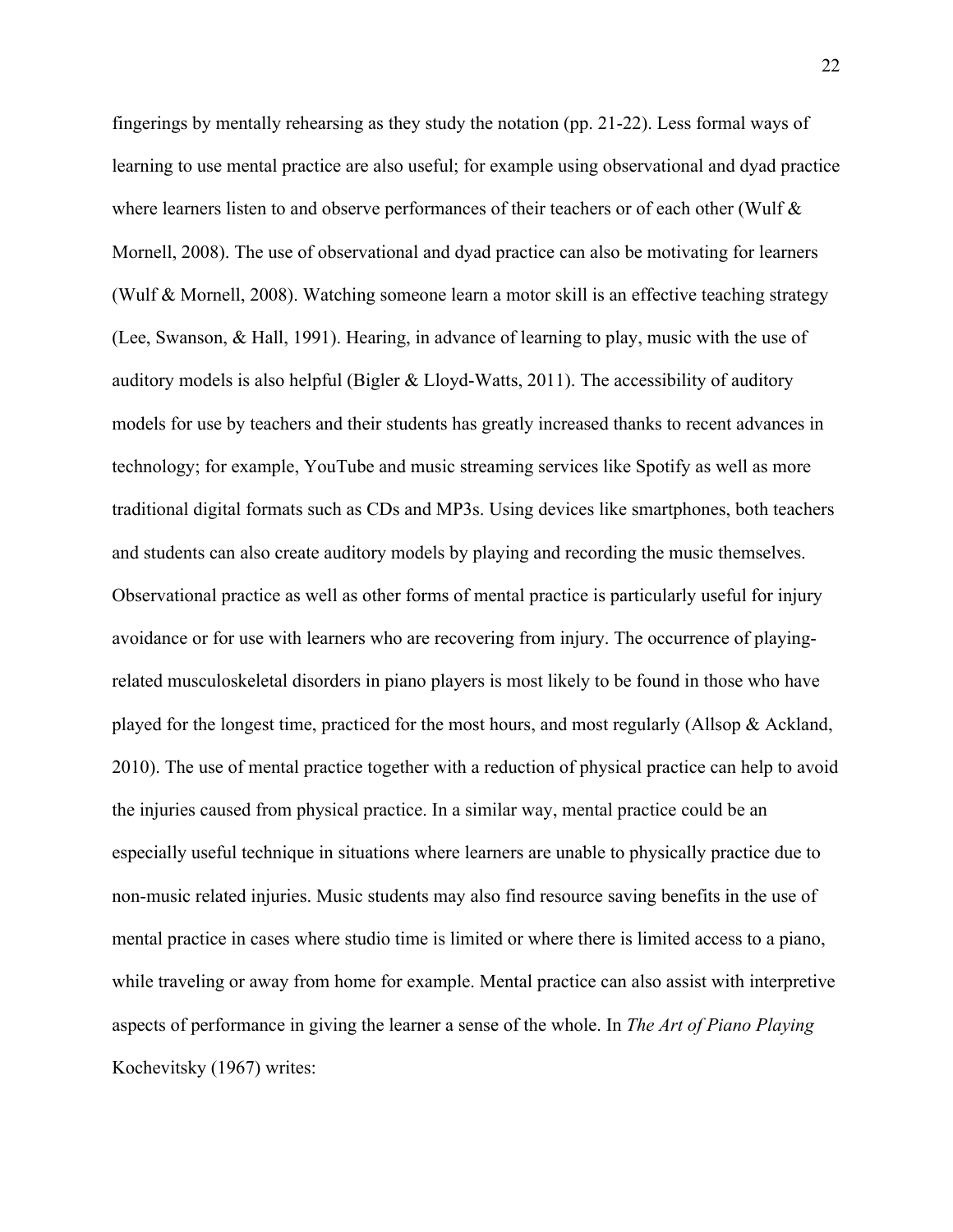fingerings by mentally rehearsing as they study the notation (pp. 21-22). Less formal ways of learning to use mental practice are also useful; for example using observational and dyad practice where learners listen to and observe performances of their teachers or of each other (Wulf & Mornell, 2008). The use of observational and dyad practice can also be motivating for learners (Wulf & Mornell, 2008). Watching someone learn a motor skill is an effective teaching strategy (Lee, Swanson, & Hall, 1991). Hearing, in advance of learning to play, music with the use of auditory models is also helpful (Bigler & Lloyd-Watts, 2011). The accessibility of auditory models for use by teachers and their students has greatly increased thanks to recent advances in technology; for example, YouTube and music streaming services like Spotify as well as more traditional digital formats such as CDs and MP3s. Using devices like smartphones, both teachers and students can also create auditory models by playing and recording the music themselves. Observational practice as well as other forms of mental practice is particularly useful for injury avoidance or for use with learners who are recovering from injury. The occurrence of playing-related musculoskeletal disorders in piano players is most likely to be found in those who have played for the longest time, practiced for the most hours, and most regularly (Allsop & Ackland, 2010). The use of mental practice together with a reduction of physical practice can help to avoid the injuries caused from physical practice. In a similar way, mental practice could be an especially useful technique in situations where learners are unable to physically practice due to non-music related injuries. Music students may also find resource saving benefits in the use of mental practice in cases where studio time is limited or where there is limited access to a piano, while traveling or away from home for example. Mental practice can also assist with interpretive aspects of performance in giving the learner a sense of the whole. In *The Art of Piano Playing* Kochevitsky (1967) writes: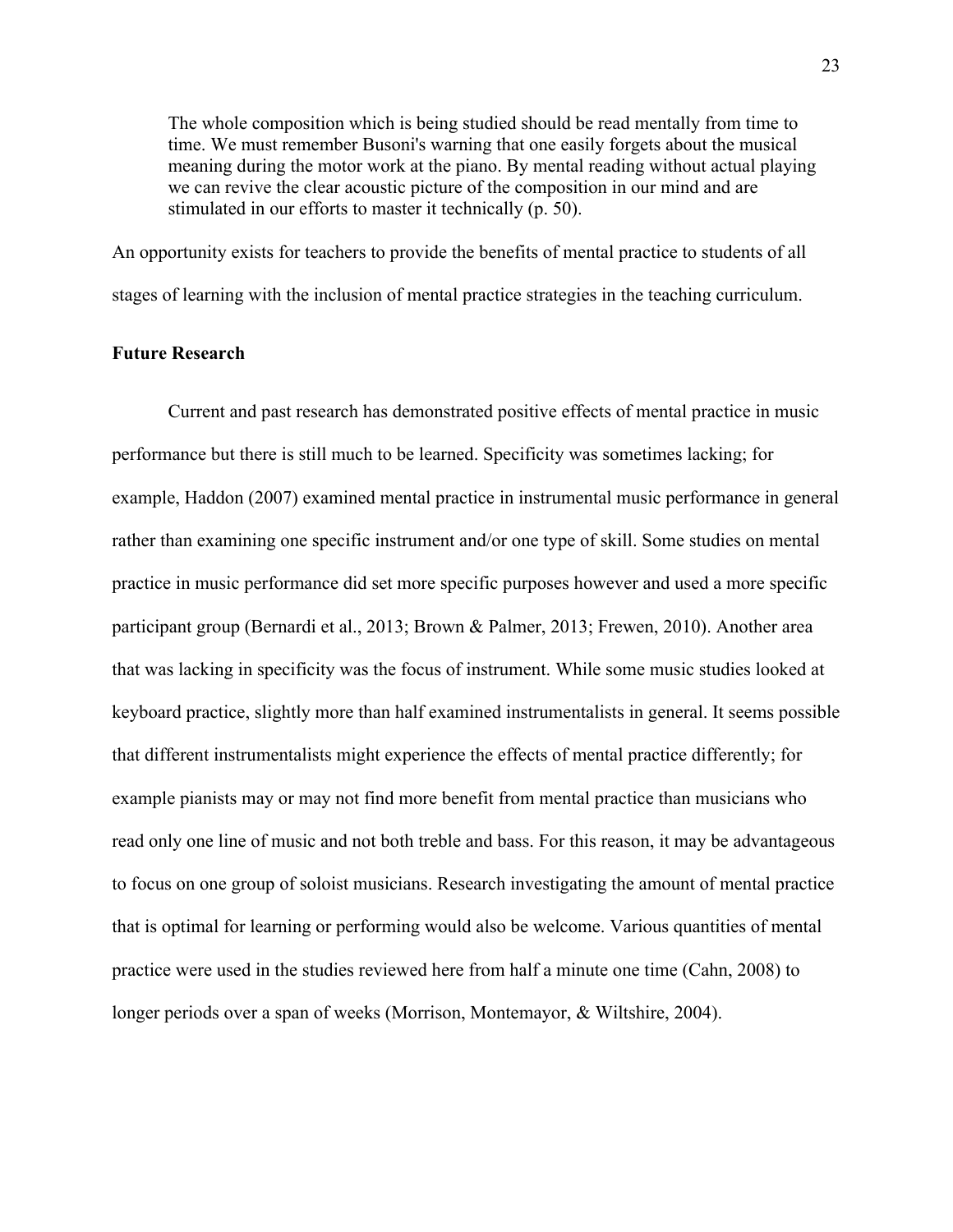> The whole composition which is being studied should be read mentally from time to time. We must remember Busoni's warning that one easily forgets about the musical meaning during the motor work at the piano. By mental reading without actual playing we can revive the clear acoustic picture of the composition in our mind and are stimulated in our efforts to master it technically (p. 50).

An opportunity exists for teachers to provide the benefits of mental practice to students of all stages of learning with the inclusion of mental practice strategies in the teaching curriculum.

### Future Research

Current and past research has demonstrated positive effects of mental practice in music performance but there is still much to be learned. Specificity was sometimes lacking; for example, Haddon (2007) examined mental practice in instrumental music performance in general rather than examining one specific instrument and/or one type of skill. Some studies on mental practice in music performance did set more specific purposes however and used a more specific participant group (Bernardi et al., 2013; Brown & Palmer, 2013; Frewen, 2010). Another area that was lacking in specificity was the focus of instrument. While some music studies looked at keyboard practice, slightly more than half examined instrumentalists in general. It seems possible that different instrumentalists might experience the effects of mental practice differently; for example pianists may or may not find more benefit from mental practice than musicians who read only one line of music and not both treble and bass. For this reason, it may be advantageous to focus on one group of soloist musicians. Research investigating the amount of mental practice that is optimal for learning or performing would also be welcome. Various quantities of mental practice were used in the studies reviewed here from half a minute one time (Cahn, 2008) to longer periods over a span of weeks (Morrison, Montemayor, & Wiltshire, 2004).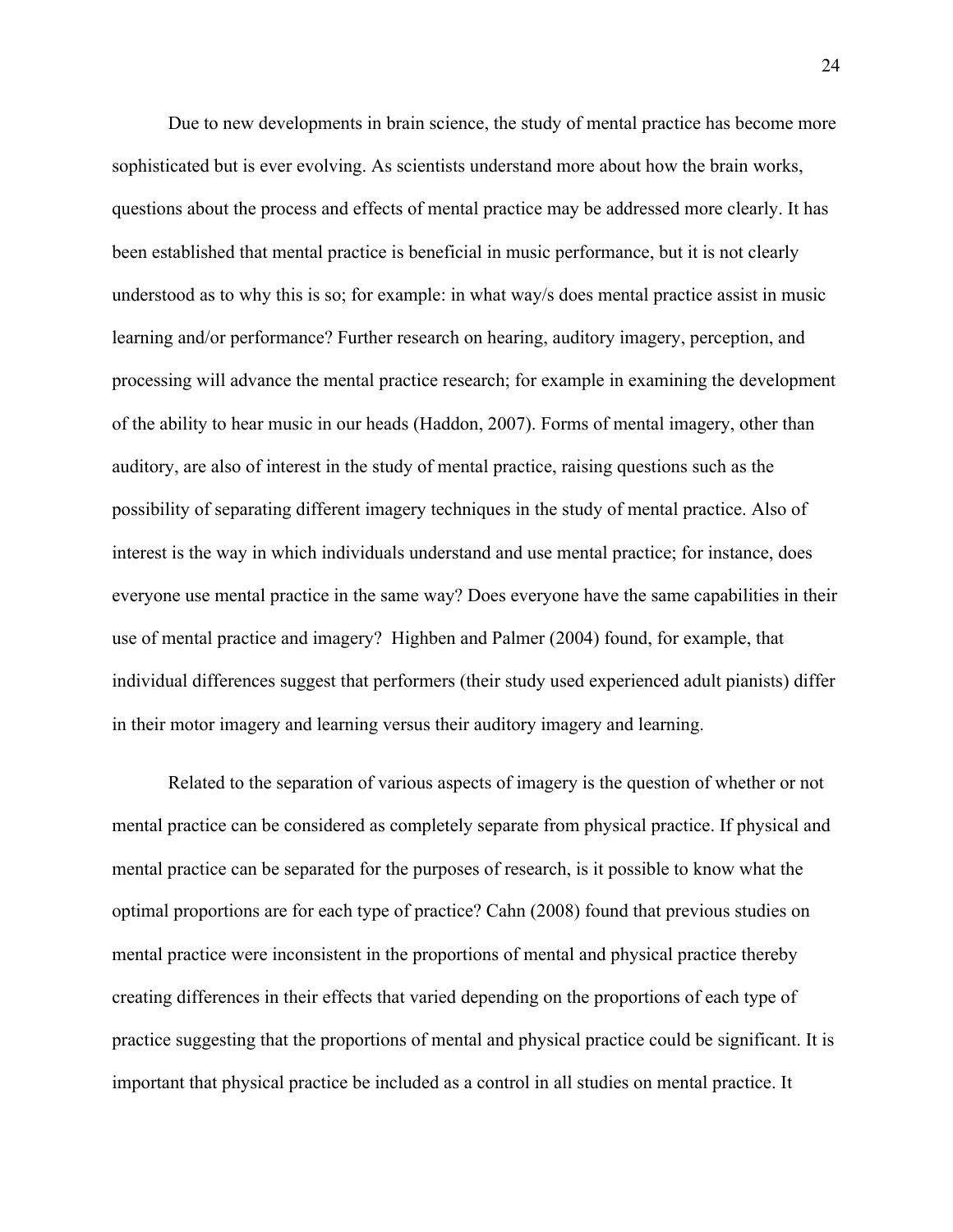Due to new developments in brain science, the study of mental practice has become more sophisticated but is ever evolving. As scientists understand more about how the brain works, questions about the process and effects of mental practice may be addressed more clearly. It has been established that mental practice is beneficial in music performance, but it is not clearly understood as to why this is so; for example: in what way/s does mental practice assist in music learning and/or performance? Further research on hearing, auditory imagery, perception, and processing will advance the mental practice research; for example in examining the development of the ability to hear music in our heads (Haddon, 2007). Forms of mental imagery, other than auditory, are also of interest in the study of mental practice, raising questions such as the possibility of separating different imagery techniques in the study of mental practice. Also of interest is the way in which individuals understand and use mental practice; for instance, does everyone use mental practice in the same way? Does everyone have the same capabilities in their use of mental practice and imagery? Highben and Palmer (2004) found, for example, that individual differences suggest that performers (their study used experienced adult pianists) differ in their motor imagery and learning versus their auditory imagery and learning.

Related to the separation of various aspects of imagery is the question of whether or not mental practice can be considered as completely separate from physical practice. If physical and mental practice can be separated for the purposes of research, is it possible to know what the optimal proportions are for each type of practice? Cahn (2008) found that previous studies on mental practice were inconsistent in the proportions of mental and physical practice thereby creating differences in their effects that varied depending on the proportions of each type of practice suggesting that the proportions of mental and physical practice could be significant. It is important that physical practice be included as a control in all studies on mental practice. It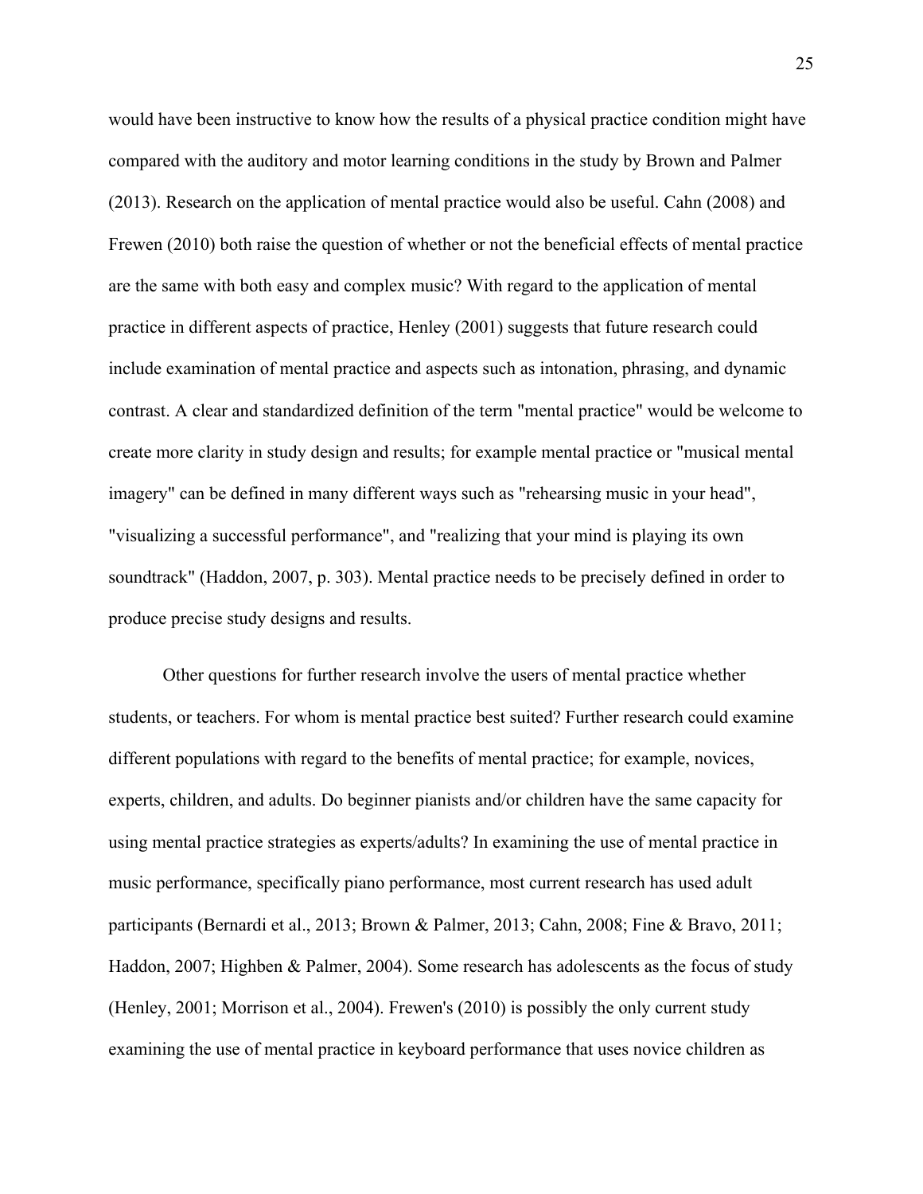would have been instructive to know how the results of a physical practice condition might have compared with the auditory and motor learning conditions in the study by Brown and Palmer (2013). Research on the application of mental practice would also be useful. Cahn (2008) and Frewen (2010) both raise the question of whether or not the beneficial effects of mental practice are the same with both easy and complex music? With regard to the application of mental practice in different aspects of practice, Henley (2001) suggests that future research could include examination of mental practice and aspects such as intonation, phrasing, and dynamic contrast. A clear and standardized definition of the term "mental practice" would be welcome to create more clarity in study design and results; for example mental practice or "musical mental imagery" can be defined in many different ways such as "rehearsing music in your head", "visualizing a successful performance", and "realizing that your mind is playing its own soundtrack" (Haddon, 2007, p. 303). Mental practice needs to be precisely defined in order to produce precise study designs and results.

Other questions for further research involve the users of mental practice whether students, or teachers. For whom is mental practice best suited? Further research could examine different populations with regard to the benefits of mental practice; for example, novices, experts, children, and adults. Do beginner pianists and/or children have the same capacity for using mental practice strategies as experts/adults? In examining the use of mental practice in music performance, specifically piano performance, most current research has used adult participants (Bernardi et al., 2013; Brown & Palmer, 2013; Cahn, 2008; Fine & Bravo, 2011; Haddon, 2007; Highben & Palmer, 2004). Some research has adolescents as the focus of study (Henley, 2001; Morrison et al., 2004). Frewen's (2010) is possibly the only current study examining the use of mental practice in keyboard performance that uses novice children as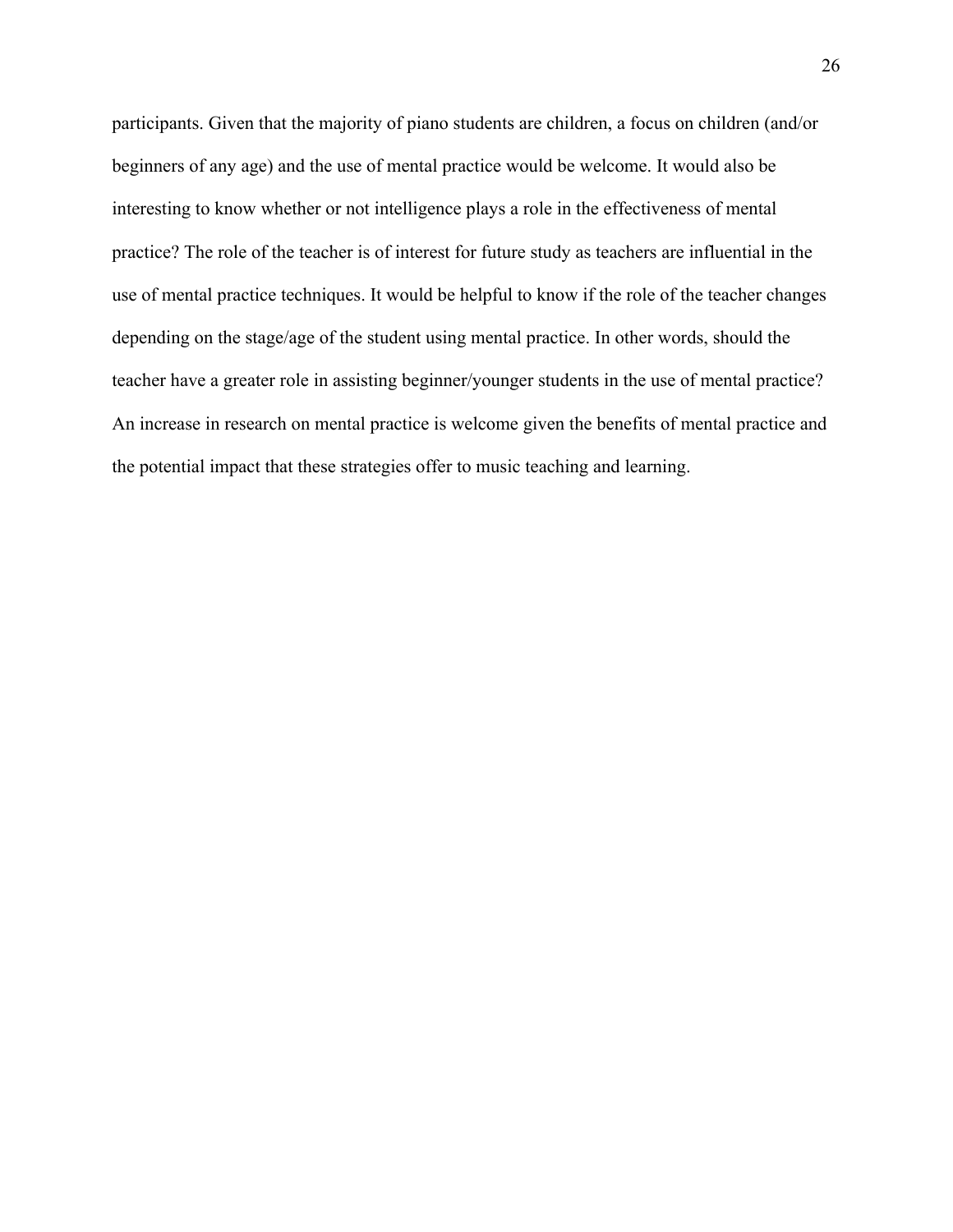participants. Given that the majority of piano students are children, a focus on children (and/or beginners of any age) and the use of mental practice would be welcome. It would also be interesting to know whether or not intelligence plays a role in the effectiveness of mental practice? The role of the teacher is of interest for future study as teachers are influential in the use of mental practice techniques. It would be helpful to know if the role of the teacher changes depending on the stage/age of the student using mental practice. In other words, should the teacher have a greater role in assisting beginner/younger students in the use of mental practice? An increase in research on mental practice is welcome given the benefits of mental practice and the potential impact that these strategies offer to music teaching and learning.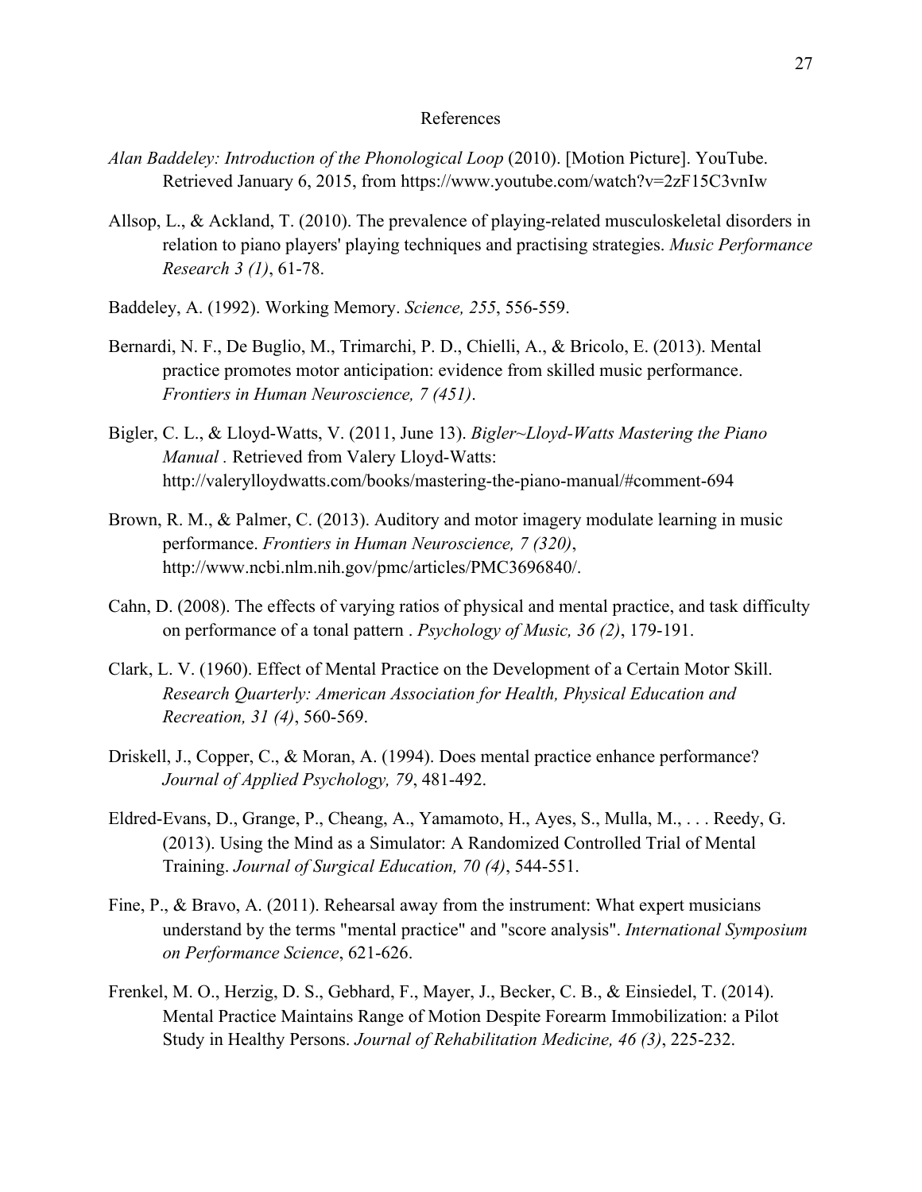# References

*Alan Baddeley: Introduction of the Phonological Loop* (2010). [Motion Picture]. YouTube. Retrieved January 6, 2015, from https://www.youtube.com/watch?v=2zF15C3vnIw

Allsop, L., & Ackland, T. (2010). The prevalence of playing-related musculoskeletal disorders in relation to piano players' playing techniques and practising strategies. *Music Performance Research 3 (1)*, 61-78.

Baddeley, A. (1992). Working Memory. *Science, 255*, 556-559.

Bernardi, N. F., De Buglio, M., Trimarchi, P. D., Chielli, A., & Bricolo, E. (2013). Mental practice promotes motor anticipation: evidence from skilled music performance. *Frontiers in Human Neuroscience, 7 (451)*.

Bigler, C. L., & Lloyd-Watts, V. (2011, June 13). *Bigler~Lloyd-Watts Mastering the Piano Manual* . Retrieved from Valery Lloyd-Watts: http://valerylloydwatts.com/books/mastering-the-piano-manual/#comment-694

Brown, R. M., & Palmer, C. (2013). Auditory and motor imagery modulate learning in music performance. *Frontiers in Human Neuroscience, 7 (320)*, http://www.ncbi.nlm.nih.gov/pmc/articles/PMC3696840/.

Cahn, D. (2008). The effects of varying ratios of physical and mental practice, and task difficulty on performance of a tonal pattern . *Psychology of Music, 36 (2)*, 179-191.

Clark, L. V. (1960). Effect of Mental Practice on the Development of a Certain Motor Skill. *Research Quarterly: American Association for Health, Physical Education and Recreation, 31 (4)*, 560-569.

Driskell, J., Copper, C., & Moran, A. (1994). Does mental practice enhance performance? *Journal of Applied Psychology, 79*, 481-492.

Eldred-Evans, D., Grange, P., Cheang, A., Yamamoto, H., Ayes, S., Mulla, M., . . . Reedy, G. (2013). Using the Mind as a Simulator: A Randomized Controlled Trial of Mental Training. *Journal of Surgical Education, 70 (4)*, 544-551.

Fine, P., & Bravo, A. (2011). Rehearsal away from the instrument: What expert musicians understand by the terms "mental practice" and "score analysis". *International Symposium on Performance Science*, 621-626.

Frenkel, M. O., Herzig, D. S., Gebhard, F., Mayer, J., Becker, C. B., & Einsiedel, T. (2014). Mental Practice Maintains Range of Motion Despite Forearm Immobilization: a Pilot Study in Healthy Persons. *Journal of Rehabilitation Medicine, 46 (3)*, 225-232.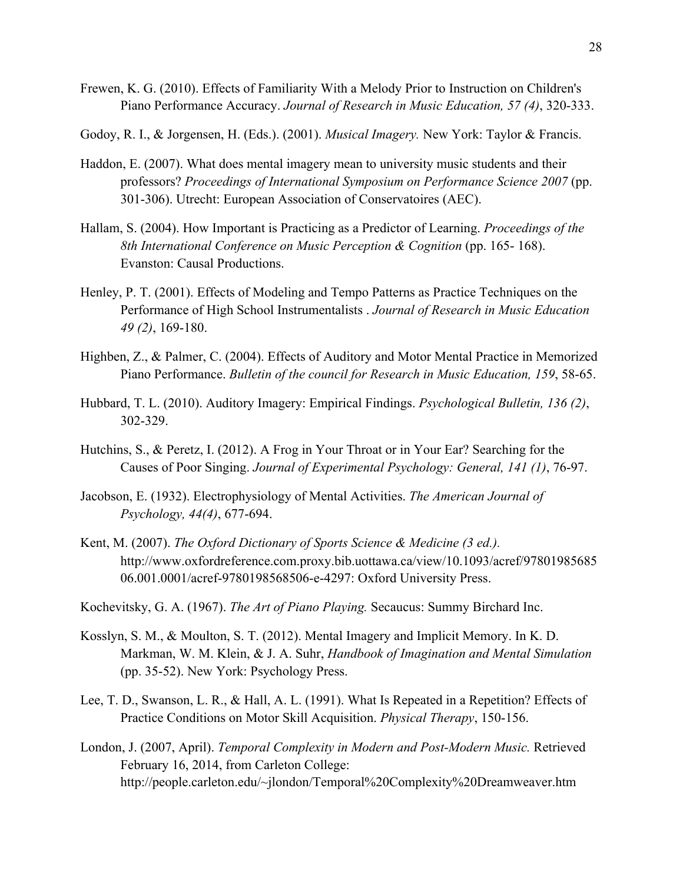Frewen, K. G. (2010). Effects of Familiarity With a Melody Prior to Instruction on Children's Piano Performance Accuracy. *Journal of Research in Music Education, 57 (4)*, 320-333.

Godoy, R. I., & Jorgensen, H. (Eds.). (2001). *Musical Imagery.* New York: Taylor & Francis.

Haddon, E. (2007). What does mental imagery mean to university music students and their professors? *Proceedings of International Symposium on Performance Science 2007* (pp. 301-306). Utrecht: European Association of Conservatoires (AEC).

Hallam, S. (2004). How Important is Practicing as a Predictor of Learning. *Proceedings of the 8th International Conference on Music Perception & Cognition* (pp. 165- 168). Evanston: Causal Productions.

Henley, P. T. (2001). Effects of Modeling and Tempo Patterns as Practice Techniques on the Performance of High School Instrumentalists . *Journal of Research in Music Education 49 (2)*, 169-180.

Highben, Z., & Palmer, C. (2004). Effects of Auditory and Motor Mental Practice in Memorized Piano Performance. *Bulletin of the council for Research in Music Education, 159*, 58-65.

Hubbard, T. L. (2010). Auditory Imagery: Empirical Findings. *Psychological Bulletin, 136 (2)*, 302-329.

Hutchins, S., & Peretz, I. (2012). A Frog in Your Throat or in Your Ear? Searching for the Causes of Poor Singing. *Journal of Experimental Psychology: General, 141 (1)*, 76-97.

Jacobson, E. (1932). Electrophysiology of Mental Activities. *The American Journal of Psychology, 44(4)*, 677-694.

Kent, M. (2007). *The Oxford Dictionary of Sports Science & Medicine (3 ed.).* http://www.oxfordreference.com.proxy.bib.uottawa.ca/view/10.1093/acref/9780198568506.001.0001/acref-9780198568506-e-4297: Oxford University Press.

Kochevitsky, G. A. (1967). *The Art of Piano Playing.* Secaucus: Summy Birchard Inc.

Kosslyn, S. M., & Moulton, S. T. (2012). Mental Imagery and Implicit Memory. In K. D. Markman, W. M. Klein, & J. A. Suhr, *Handbook of Imagination and Mental Simulation* (pp. 35-52). New York: Psychology Press.

Lee, T. D., Swanson, L. R., & Hall, A. L. (1991). What Is Repeated in a Repetition? Effects of Practice Conditions on Motor Skill Acquisition. *Physical Therapy*, 150-156.

London, J. (2007, April). *Temporal Complexity in Modern and Post-Modern Music.* Retrieved February 16, 2014, from Carleton College: http://people.carleton.edu/~jlondon/Temporal%20Complexity%20Dreamweaver.htm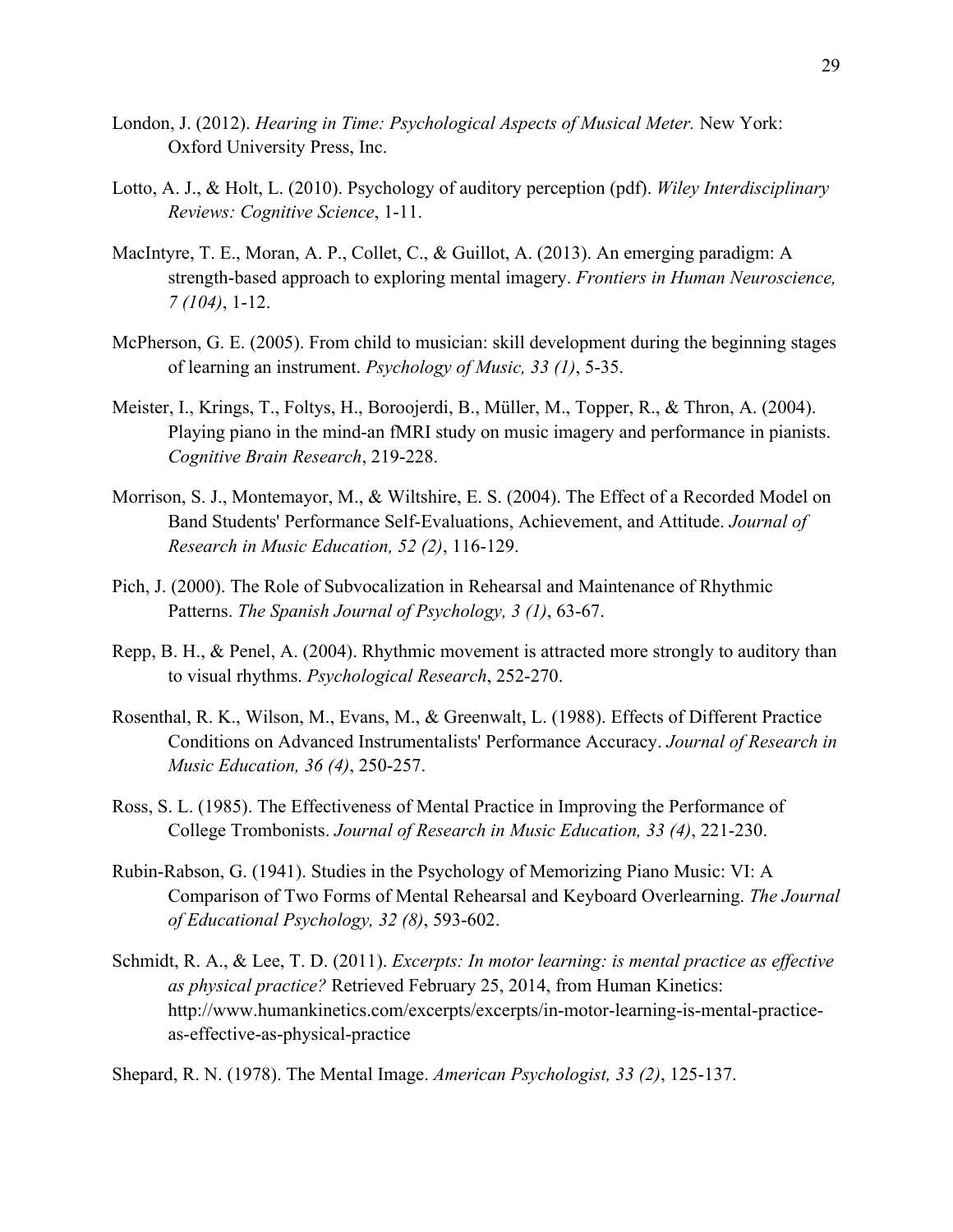London, J. (2012). *Hearing in Time: Psychological Aspects of Musical Meter.* New York: Oxford University Press, Inc.

Lotto, A. J., & Holt, L. (2010). Psychology of auditory perception (pdf). *Wiley Interdisciplinary Reviews: Cognitive Science*, 1-11.

MacIntyre, T. E., Moran, A. P., Collet, C., & Guillot, A. (2013). An emerging paradigm: A strength-based approach to exploring mental imagery. *Frontiers in Human Neuroscience, 7 (104)*, 1-12.

McPherson, G. E. (2005). From child to musician: skill development during the beginning stages of learning an instrument. *Psychology of Music, 33 (1)*, 5-35.

Meister, I., Krings, T., Foltys, H., Boroojerdi, B., Müller, M., Topper, R., & Thron, A. (2004). Playing piano in the mind-an fMRI study on music imagery and performance in pianists. *Cognitive Brain Research*, 219-228.

Morrison, S. J., Montemayor, M., & Wiltshire, E. S. (2004). The Effect of a Recorded Model on Band Students' Performance Self-Evaluations, Achievement, and Attitude. *Journal of Research in Music Education, 52 (2)*, 116-129.

Pich, J. (2000). The Role of Subvocalization in Rehearsal and Maintenance of Rhythmic Patterns. *The Spanish Journal of Psychology, 3 (1)*, 63-67.

Repp, B. H., & Penel, A. (2004). Rhythmic movement is attracted more strongly to auditory than to visual rhythms. *Psychological Research*, 252-270.

Rosenthal, R. K., Wilson, M., Evans, M., & Greenwalt, L. (1988). Effects of Different Practice Conditions on Advanced Instrumentalists' Performance Accuracy. *Journal of Research in Music Education, 36 (4)*, 250-257.

Ross, S. L. (1985). The Effectiveness of Mental Practice in Improving the Performance of College Trombonists. *Journal of Research in Music Education, 33 (4)*, 221-230.

Rubin-Rabson, G. (1941). Studies in the Psychology of Memorizing Piano Music: VI: A Comparison of Two Forms of Mental Rehearsal and Keyboard Overlearning. *The Journal of Educational Psychology, 32 (8)*, 593-602.

Schmidt, R. A., & Lee, T. D. (2011). *Excerpts: In motor learning: is mental practice as effective as physical practice?* Retrieved February 25, 2014, from Human Kinetics: http://www.humankinetics.com/excerpts/excerpts/in-motor-learning-is-mental-practice-as-effective-as-physical-practice

Shepard, R. N. (1978). The Mental Image. *American Psychologist, 33 (2)*, 125-137.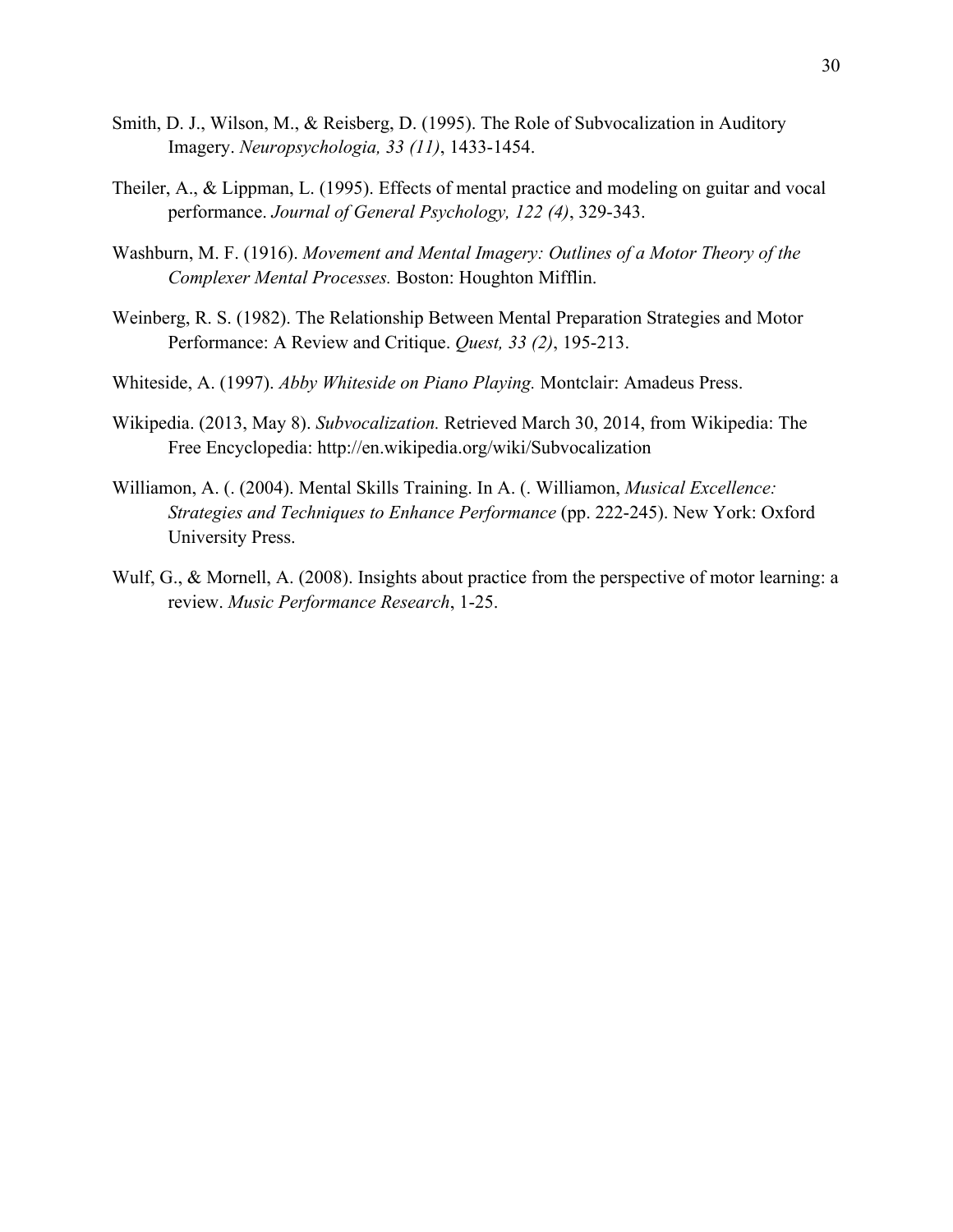Smith, D. J., Wilson, M., & Reisberg, D. (1995). The Role of Subvocalization in Auditory Imagery. *Neuropsychologia, 33 (11)*, 1433-1454.

Theiler, A., & Lippman, L. (1995). Effects of mental practice and modeling on guitar and vocal performance. *Journal of General Psychology, 122 (4)*, 329-343.

Washburn, M. F. (1916). *Movement and Mental Imagery: Outlines of a Motor Theory of the Complexer Mental Processes.* Boston: Houghton Mifflin.

Weinberg, R. S. (1982). The Relationship Between Mental Preparation Strategies and Motor Performance: A Review and Critique. *Quest, 33 (2)*, 195-213.

Whiteside, A. (1997). *Abby Whiteside on Piano Playing.* Montclair: Amadeus Press.

Wikipedia. (2013, May 8). *Subvocalization.* Retrieved March 30, 2014, from Wikipedia: The Free Encyclopedia: http://en.wikipedia.org/wiki/Subvocalization

Williamon, A. (. (2004). Mental Skills Training. In A. (. Williamon, *Musical Excellence: Strategies and Techniques to Enhance Performance* (pp. 222-245). New York: Oxford University Press.

Wulf, G., & Mornell, A. (2008). Insights about practice from the perspective of motor learning: a review. *Music Performance Research*, 1-25.